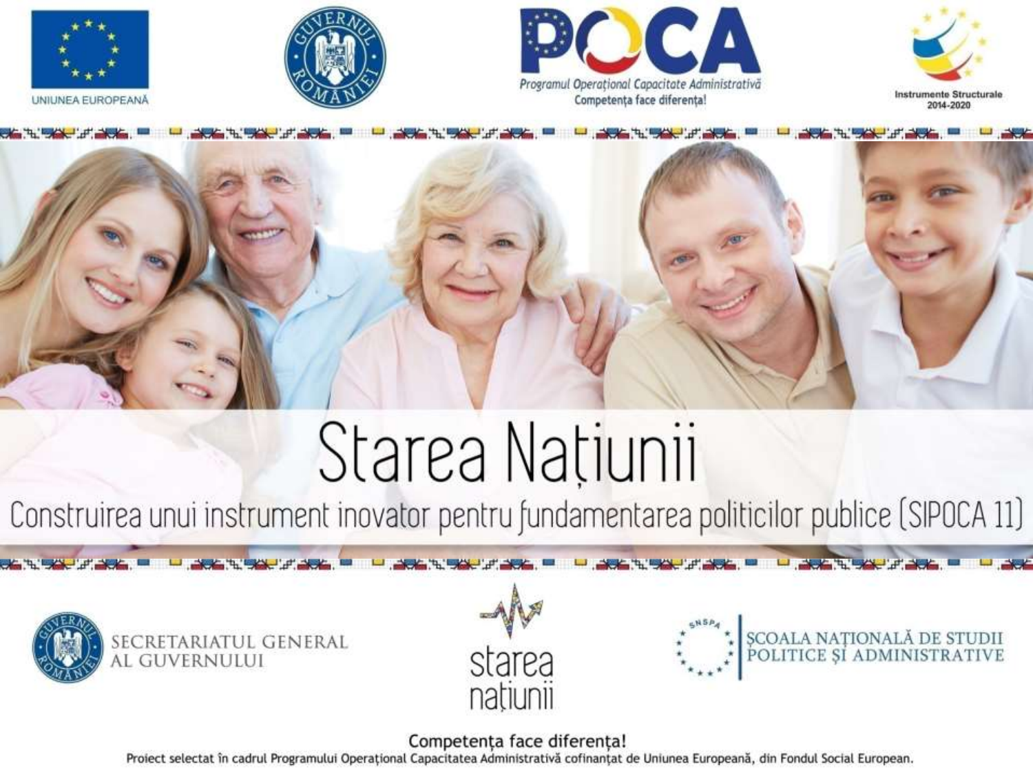UNIUNEA EUROPEANĂ

POCA

Programul Operațional Capacitate Administrativă

Competența face diferența!

Instrumente Structurale 2014-2020

# Starea Națiunii

## Construirea unui instrument inovator pentru fundamentarea politicilor publice (SIPOCA 11)

SECRETARIATUL GENERAL AL GUVERNULUI

starea națiunii

ȘCOALA NAȚIONALĂ DE STUDII POLITICE ȘI ADMINISTRATIVE

Competența face diferența!

Proiect selectat în cadrul Programului Operațional Capacitatea Administrativă cofinanțat de Uniunea Europeană, din Fondul Social European.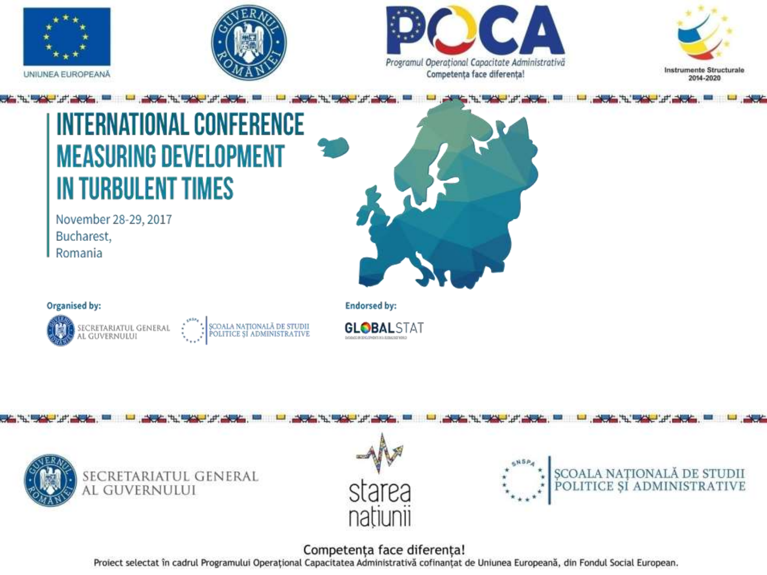UNIUNEA EUROPEANĂ

POCA

*Programul Operațional Capacitate Administrativă*

Competența face diferența!

Instrumente Structurale 2014-2020

# INTERNATIONAL CONFERENCE MEASURING DEVELOPMENT IN TURBULENT TIMES

November 28-29, 2017
Bucharest,
Romania

**Organised by:**

SECRETARIATUL GENERAL AL GUVERNULUI

ȘCOALA NAȚIONALĂ DE STUDII POLITICE ȘI ADMINISTRATIVE

**Endorsed by:**

GLOBALSTAT

SECRETARIATUL GENERAL AL GUVERNULUI

starea națiunii

ȘCOALA NAȚIONALĂ DE STUDII POLITICE ȘI ADMINISTRATIVE

Competența face diferența!

Proiect selectat în cadrul Programului Operațional Capacitatea Administrativă cofinanțat de Uniunea Europeană, din Fondul Social European.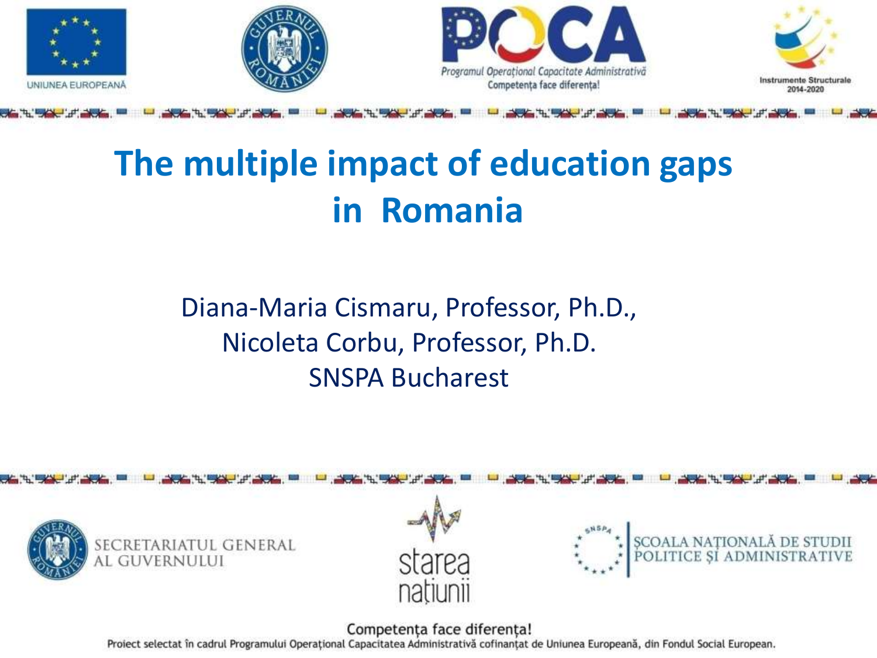# The multiple impact of education gaps in Romania

Diana-Maria Cismaru, Professor, Ph.D.,
Nicoleta Corbu, Professor, Ph.D.
SNSPA Bucharest

UNIUNEA EUROPEANĂ

Programul Operațional Capacitate Administrativă
Competența face diferența!

Instrumente Structurale 2014-2020

SECRETARIATUL GENERAL AL GUVERNULUI

starea națiunii

ȘCOALA NAȚIONALĂ DE STUDII POLITICE ȘI ADMINISTRATIVE

Competența face diferența!
Proiect selectat în cadrul Programului Operațional Capacitatea Administrativă cofinanțat de Uniunea Europeană, din Fondul Social European.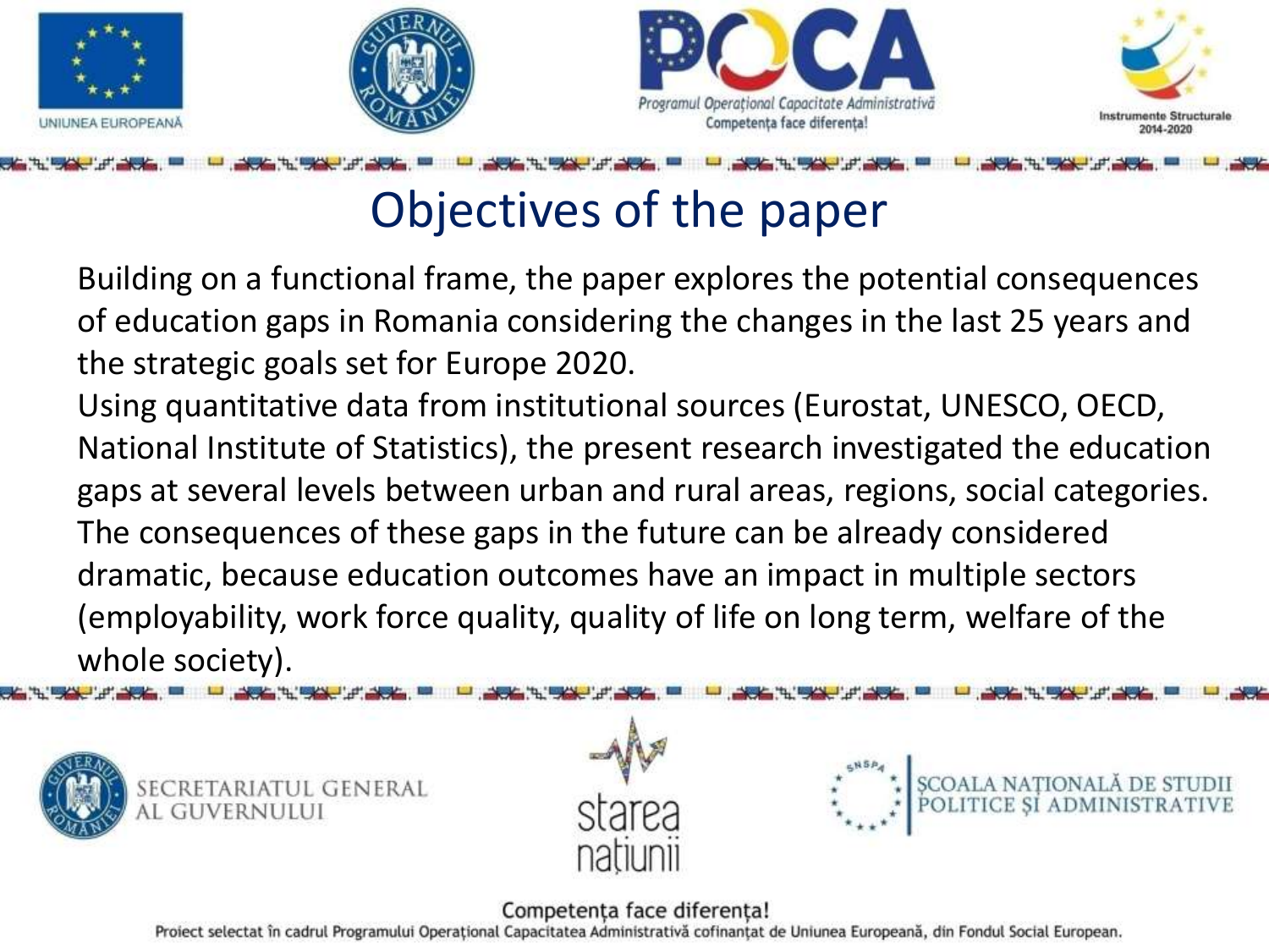# Objectives of the paper

Building on a functional frame, the paper explores the potential consequences of education gaps in Romania considering the changes in the last 25 years and the strategic goals set for Europe 2020.

Using quantitative data from institutional sources (Eurostat, UNESCO, OECD, National Institute of Statistics), the present research investigated the education gaps at several levels between urban and rural areas, regions, social categories. The consequences of these gaps in the future can be already considered dramatic, because education outcomes have an impact in multiple sectors (employability, work force quality, quality of life on long term, welfare of the whole society).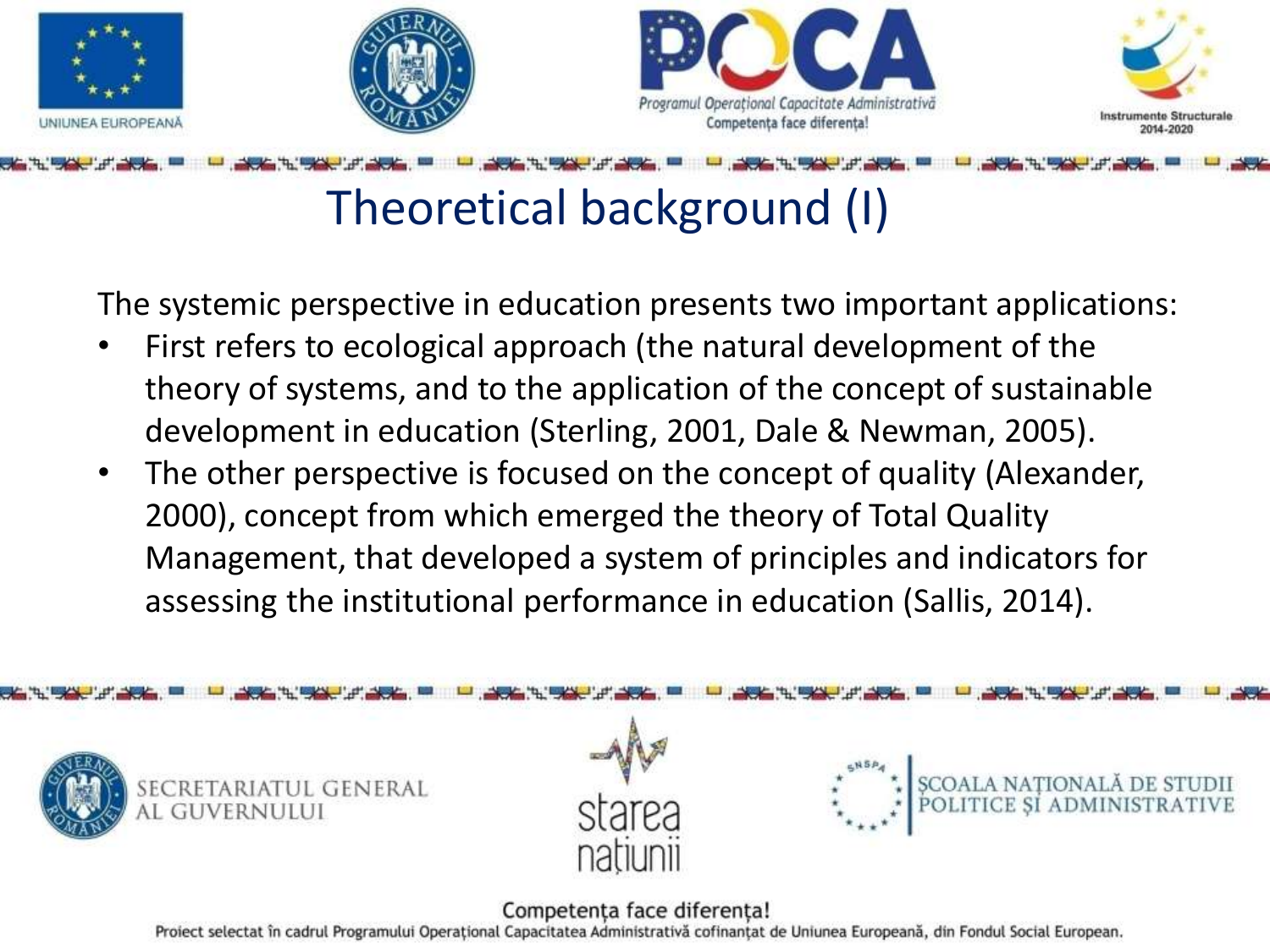# Theoretical background (I)

The systemic perspective in education presents two important applications:

- First refers to ecological approach (the natural development of the theory of systems, and to the application of the concept of sustainable development in education (Sterling, 2001, Dale & Newman, 2005).
- The other perspective is focused on the concept of quality (Alexander, 2000), concept from which emerged the theory of Total Quality Management, that developed a system of principles and indicators for assessing the institutional performance in education (Sallis, 2014).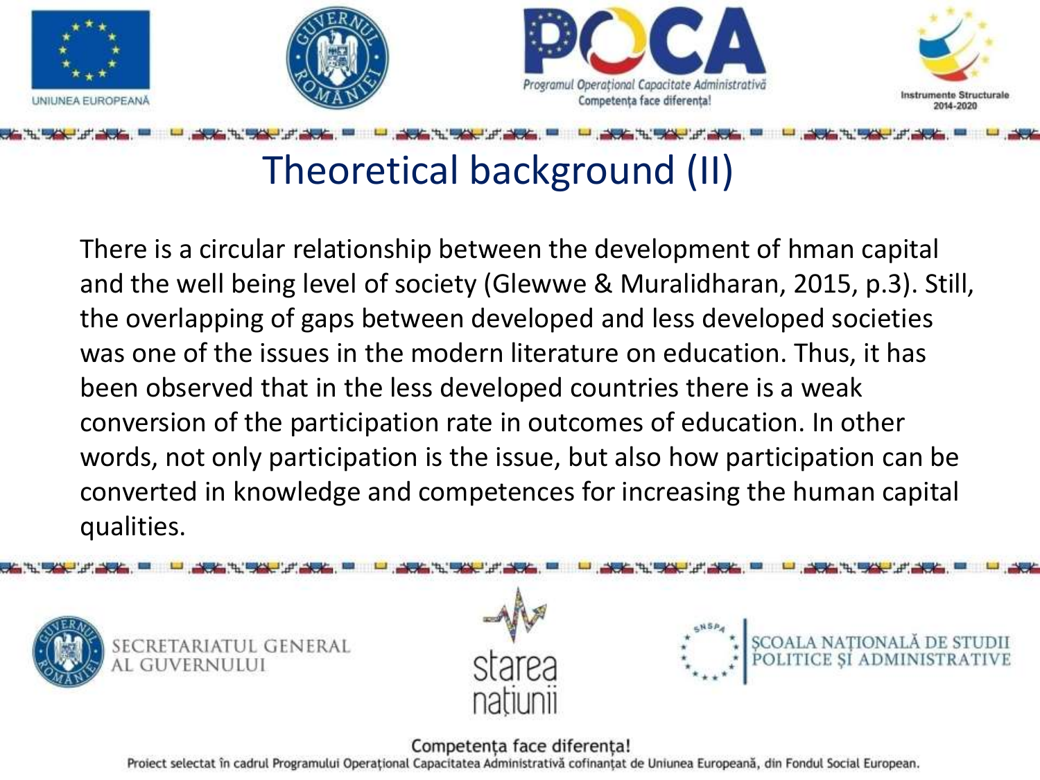# Theoretical background (II)

There is a circular relationship between the development of hman capital and the well being level of society (Glewwe & Muralidharan, 2015, p.3). Still, the overlapping of gaps between developed and less developed societies was one of the issues in the modern literature on education. Thus, it has been observed that in the less developed countries there is a weak conversion of the participation rate in outcomes of education. In other words, not only participation is the issue, but also how participation can be converted in knowledge and competences for increasing the human capital qualities.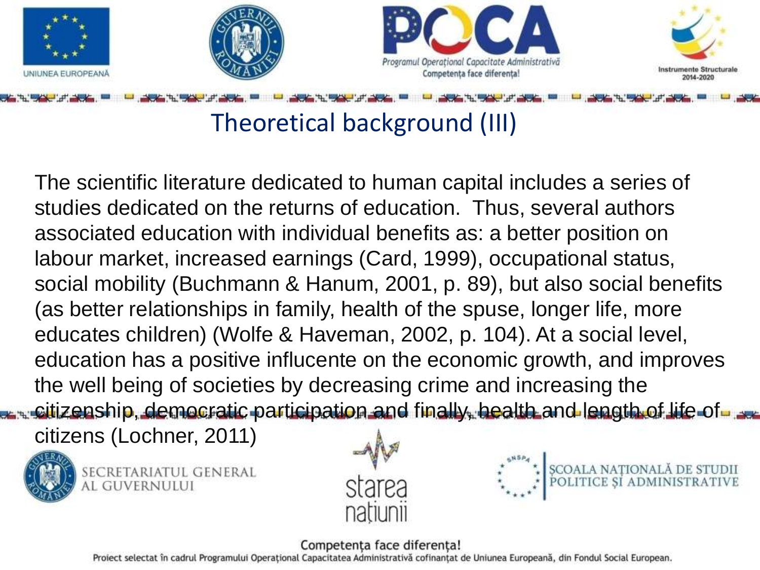## Theoretical background (III)

The scientific literature dedicated to human capital includes a series of studies dedicated on the returns of education. Thus, several authors associated education with individual benefits as: a better position on labour market, increased earnings (Card, 1999), occupational status, social mobility (Buchmann & Hanum, 2001, p. 89), but also social benefits (as better relationships in family, health of the spuse, longer life, more educates children) (Wolfe & Haveman, 2002, p. 104). At a social level, education has a positive influcente on the economic growth, and improves the well being of societies by decreasing crime and increasing the citizenship, democratic participation and finally, health and length of life of citizens (Lochner, 2011)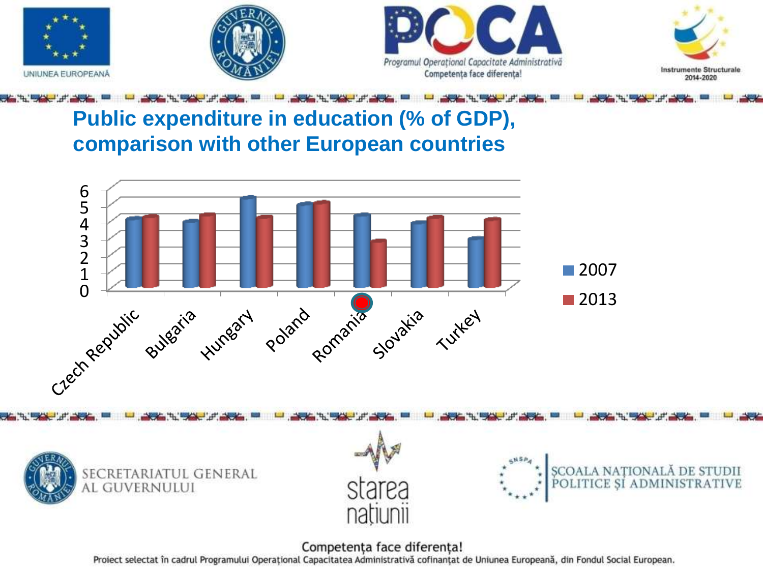## Public expenditure in education (% of GDP), comparison with other European countries

| Country | 2007 | 2013 |
|---|---|---|
| Czech Republic | 4.1 | 4.2 |
| Bulgaria | 3.9 | 4.3 |
| Hungary | 5.4 | 4.1 |
| Poland | 4.9 | 5.0 |
| Romania | 4.3 | 2.7 |
| Slovakia | 3.8 | 4.1 |
| Turkey | 2.9 | 4.0 |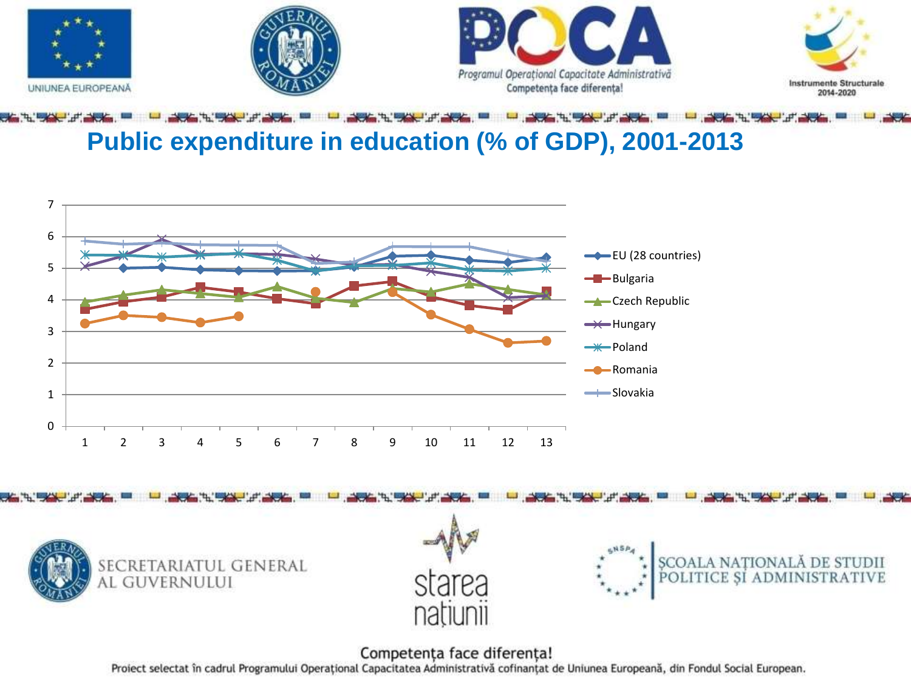# Public expenditure in education (% of GDP), 2001-2013

Legend: EU (28 countries), Bulgaria, Czech Republic, Hungary, Poland, Romania, Slovakia

Competența face diferența!

Proiect selectat în cadrul Programului Operațional Capacitatea Administrativă cofinanțat de Uniunea Europeană, din Fondul Social European.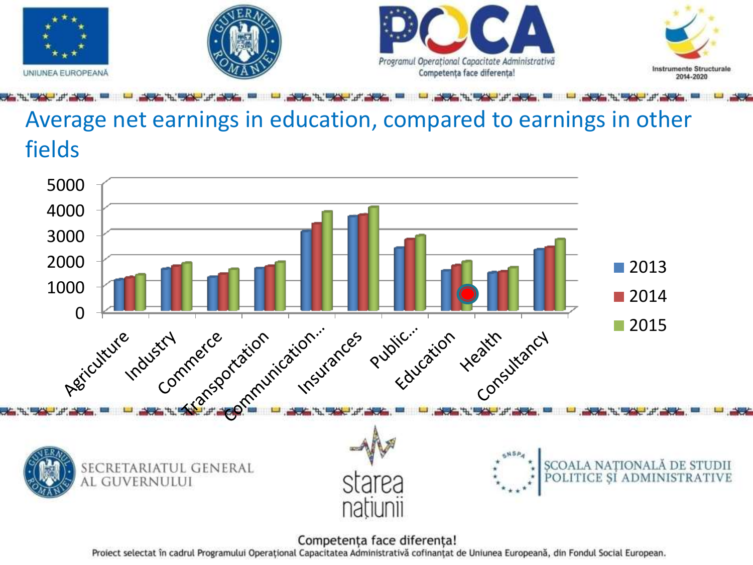## Average net earnings in education, compared to earnings in other fields

| | 2013 | 2014 | 2015 |
| --- | --- | --- | --- |
| Agriculture | | | |
| Industry | | | |
| Commerce | | | |
| Transportation | | | |
| Communication... | | | |
| Insurances | | | |
| Public... | | | |
| Education | | | |
| Health | | | |
| Consultancy | | | |

Competența face diferența!

Proiect selectat în cadrul Programului Operațional Capacitatea Administrativă cofinanțat de Uniunea Europeană, din Fondul Social European.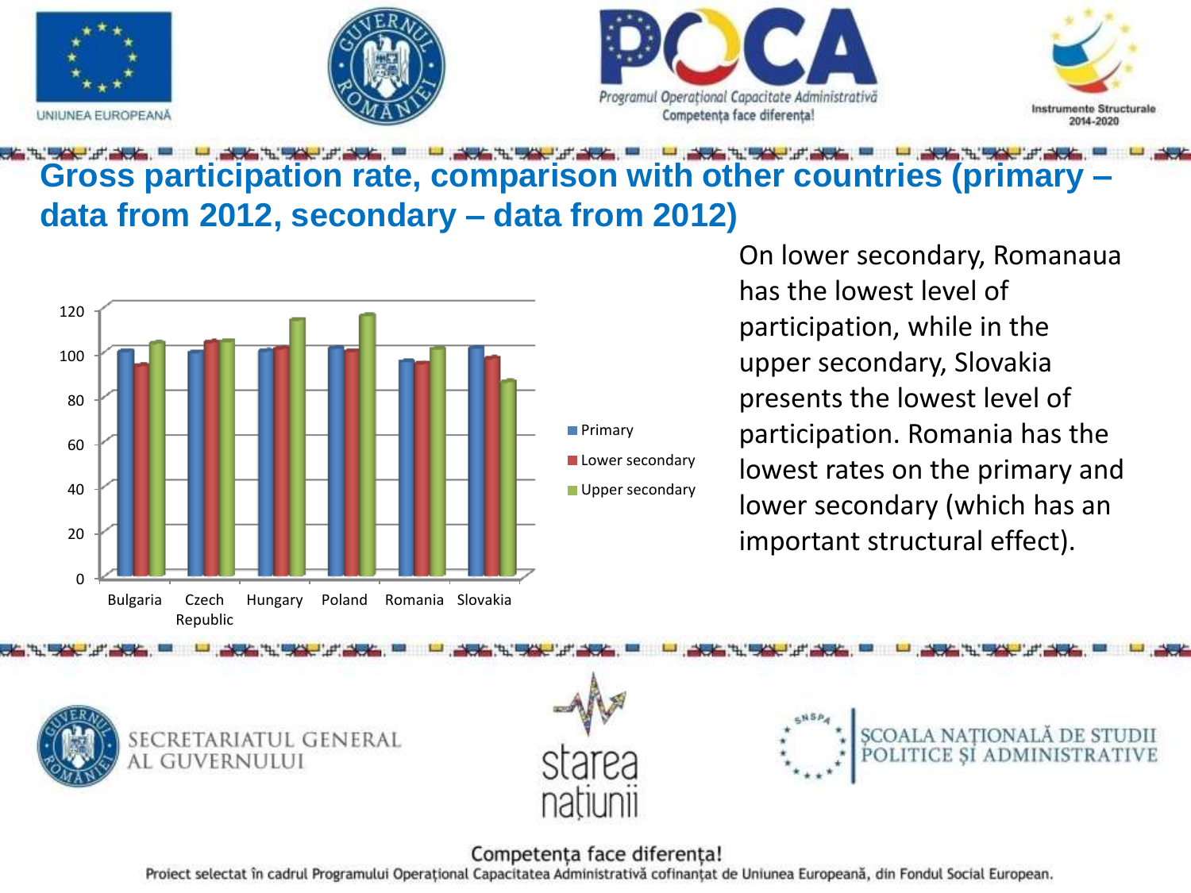## Gross participation rate, comparison with other countries (primary – data from 2012, secondary – data from 2012)

| Country | Primary | Lower secondary | Upper secondary |
| --- | --- | --- | --- |
| Bulgaria | 101 | 94 | 104 |
| Czech Republic | 100 | 105 | 105 |
| Hungary | 101 | 102 | 115 |
| Poland | 102 | 101 | 117 |
| Romania | 96 | 95 | 102 |
| Slovakia | 102 | 98 | 87 |

On lower secondary, Romanaua has the lowest level of participation, while in the upper secondary, Slovakia presents the lowest level of participation. Romania has the lowest rates on the primary and lower secondary (which has an important structural effect).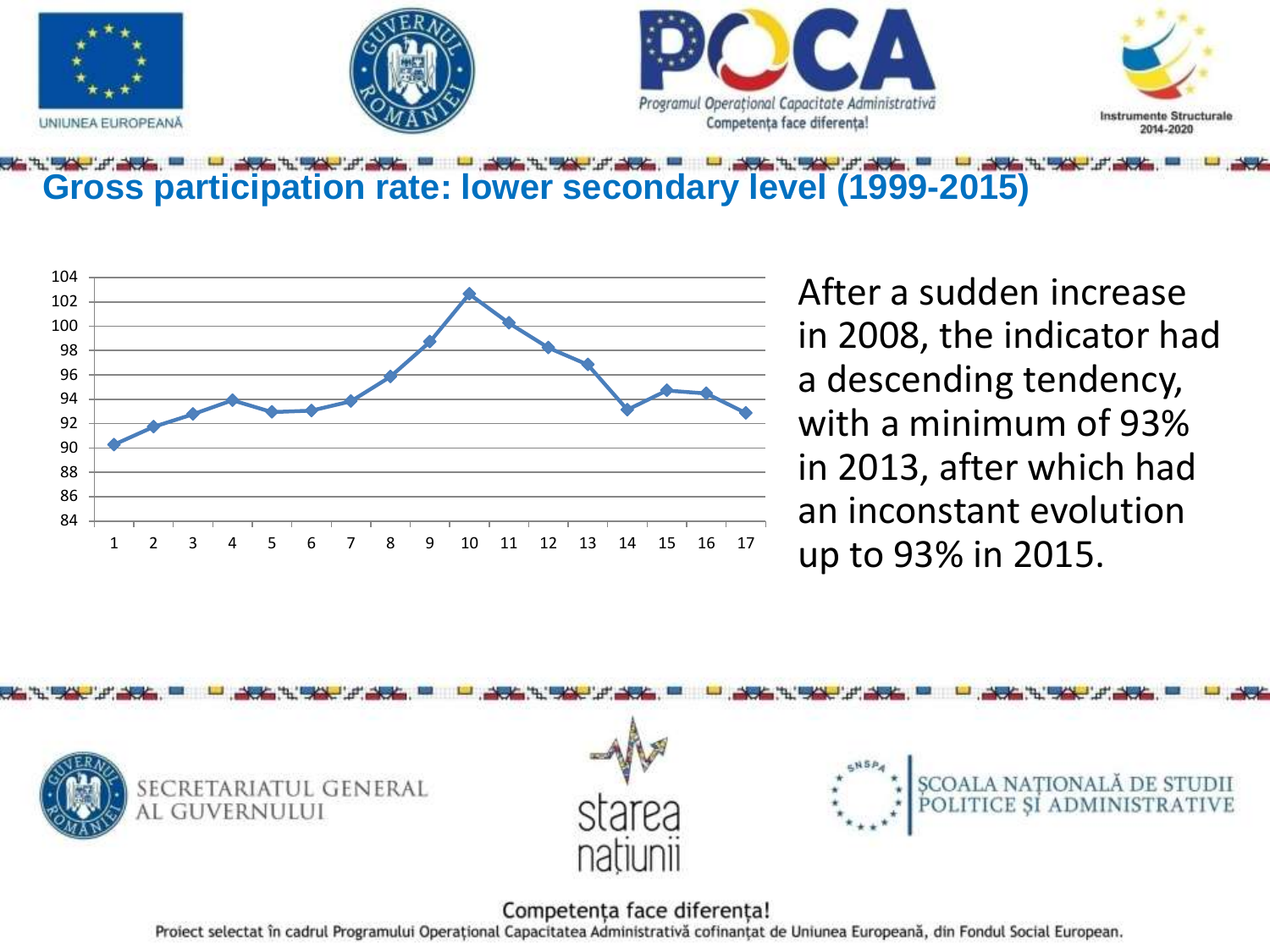## Gross participation rate: lower secondary level (1999-2015)

After a sudden increase in 2008, the indicator had a descending tendency, with a minimum of 93% in 2013, after which had an inconstant evolution up to 93% in 2015.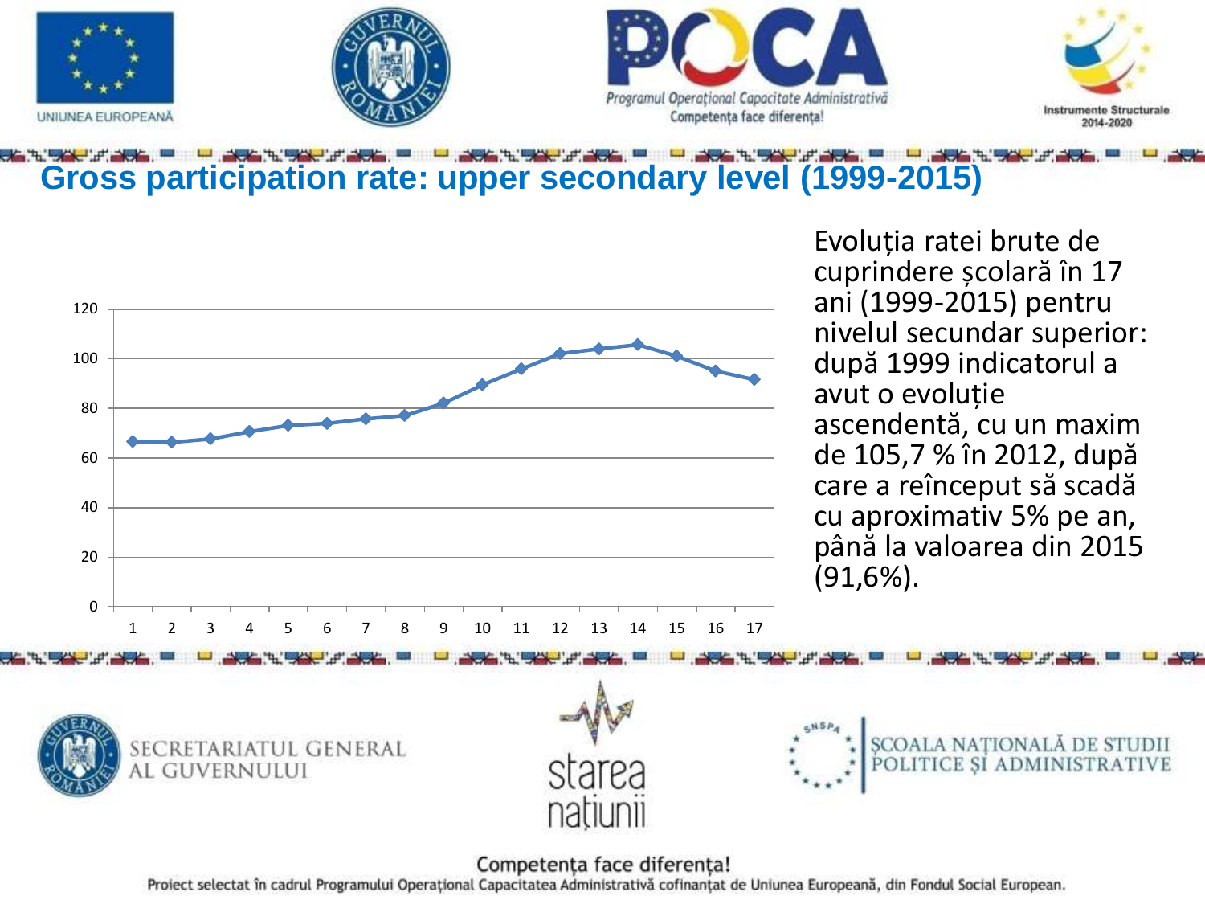## Gross participation rate: upper secondary level (1999-2015)

Evoluția ratei brute de cuprindere școlară în 17 ani (1999-2015) pentru nivelul secundar superior: după 1999 indicatorul a avut o evoluție ascendentă, cu un maxim de 105,7 % în 2012, după care a reînceput să scadă cu aproximativ 5% pe an, până la valoarea din 2015 (91,6%).

Competența face diferența!

Proiect selectat în cadrul Programului Operațional Capacitatea Administrativă cofinanțat de Uniunea Europeană, din Fondul Social European.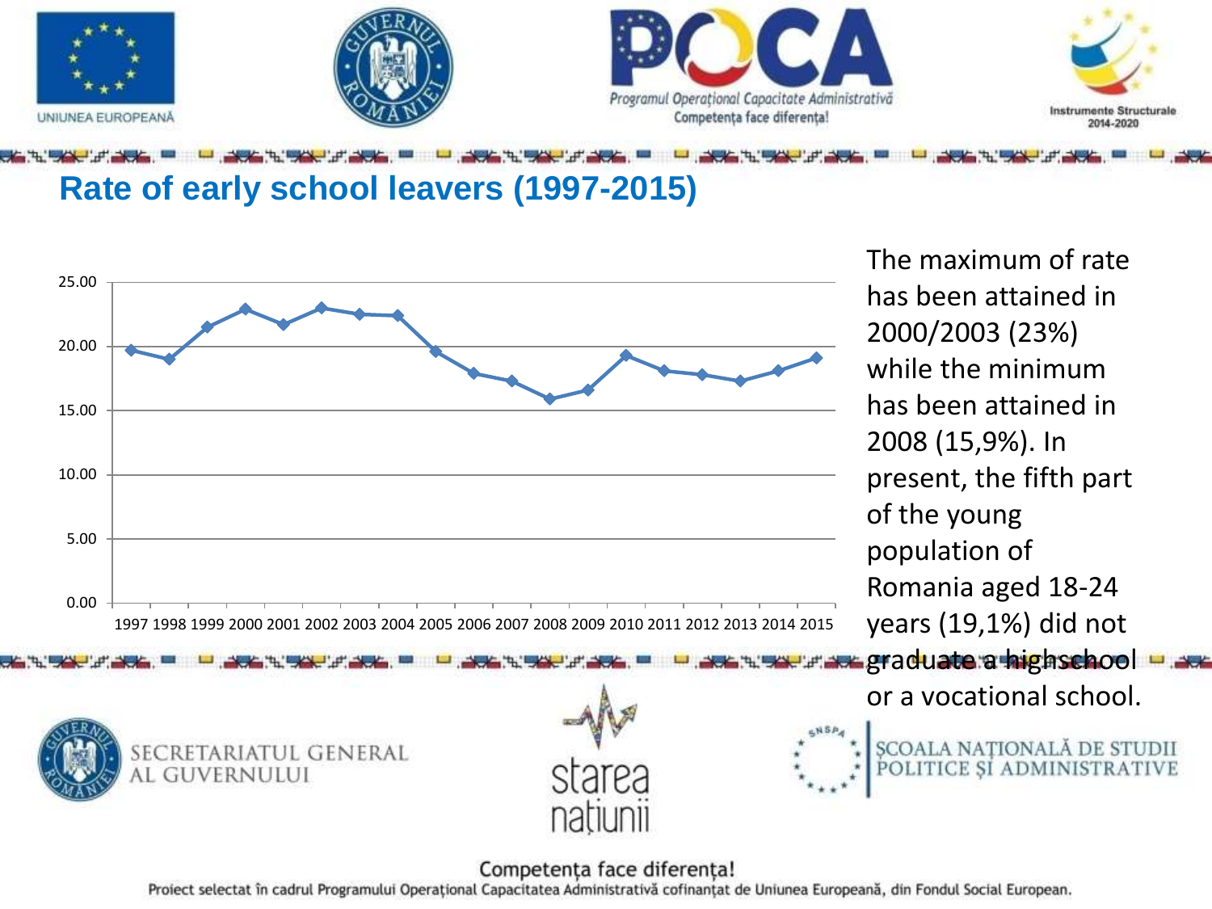## Rate of early school leavers (1997-2015)

The maximum of rate has been attained in 2000/2003 (23%) while the minimum has been attained in 2008 (15,9%). In present, the fifth part of the young population of Romania aged 18-24 years (19,1%) did not graduate a highschool or a vocational school.

Competența face diferența!

Proiect selectat în cadrul Programului Operațional Capacitatea Administrativă cofinanțat de Uniunea Europeană, din Fondul Social European.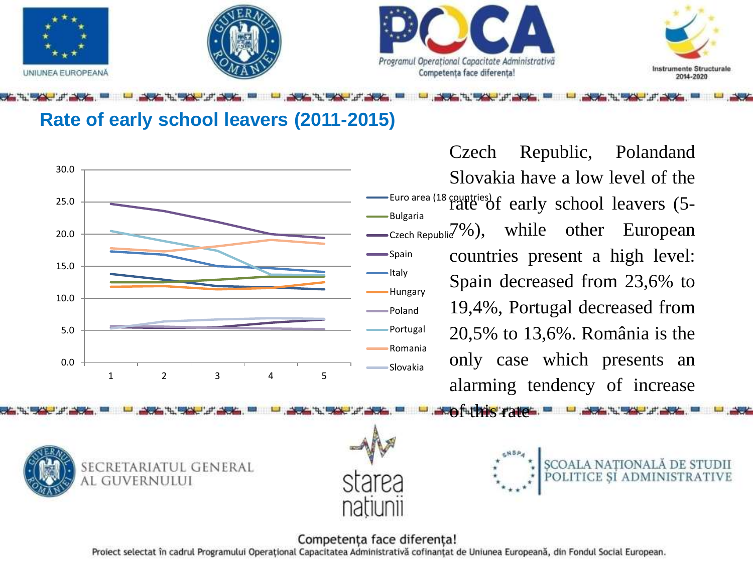## Rate of early school leavers (2011-2015)

Czech Republic, Polandand Slovakia have a low level of the rate of early school leavers (5-7%), while other European countries present a high level: Spain decreased from 23,6% to 19,4%, Portugal decreased from 20,5% to 13,6%. România is the only case which presents an alarming tendency of increase of this rate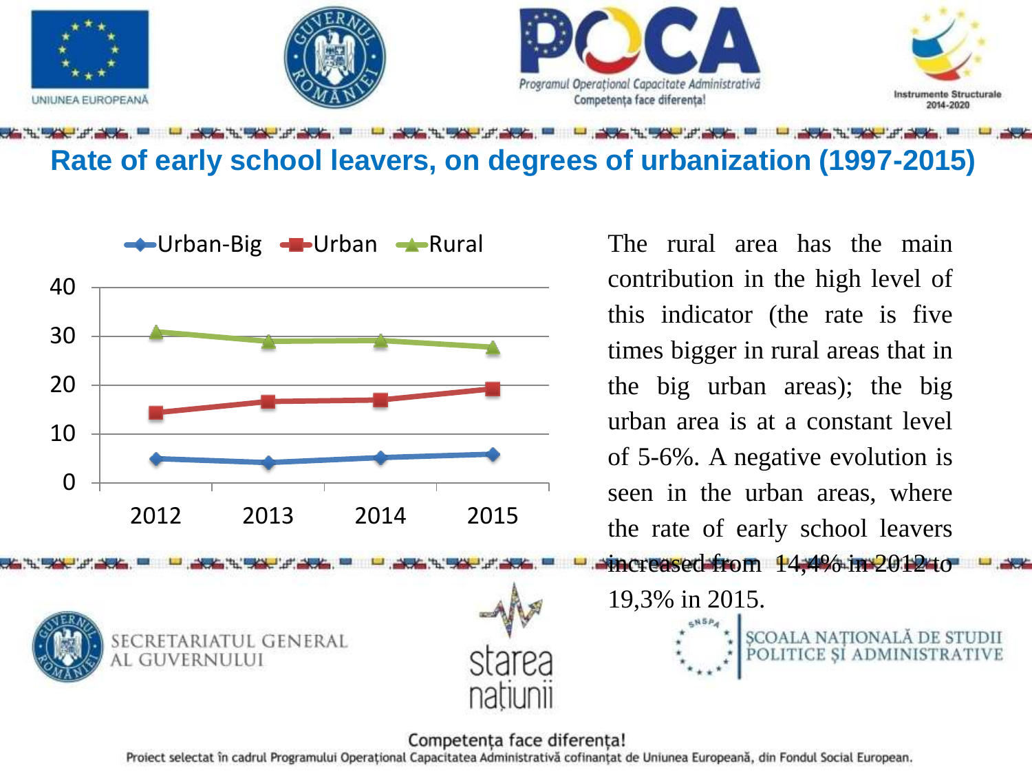# Rate of early school leavers, on degrees of urbanization (1997-2015)

The rural area has the main contribution in the high level of this indicator (the rate is five times bigger in rural areas that in the big urban areas); the big urban area is at a constant level of 5-6%. A negative evolution is seen in the urban areas, where the rate of early school leavers increased from 14,4% in 2012 to 19,3% in 2015.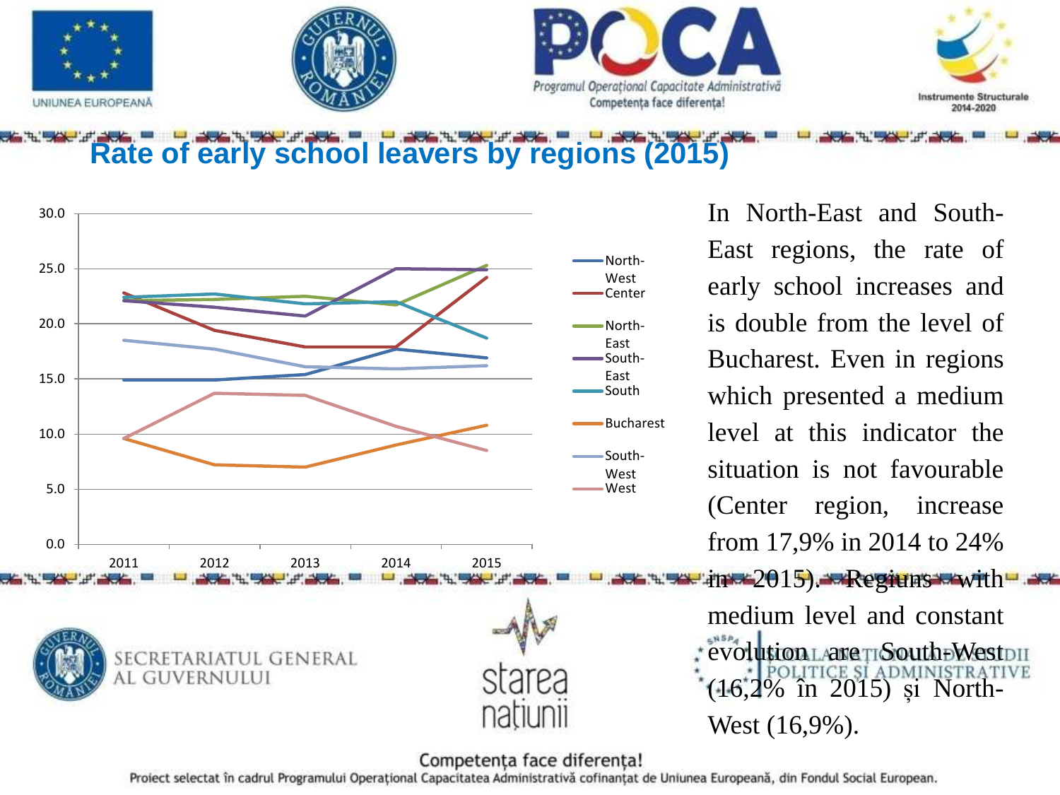## Rate of early school leavers by regions (2015)

In North-East and South-East regions, the rate of early school increases and is double from the level of Bucharest. Even in regions which presented a medium level at this indicator the situation is not favourable (Center region, increase from 17,9% in 2014 to 24% in 2015). Regions with medium level and constant evolution are South-West (16,2% în 2015) și North-West (16,9%).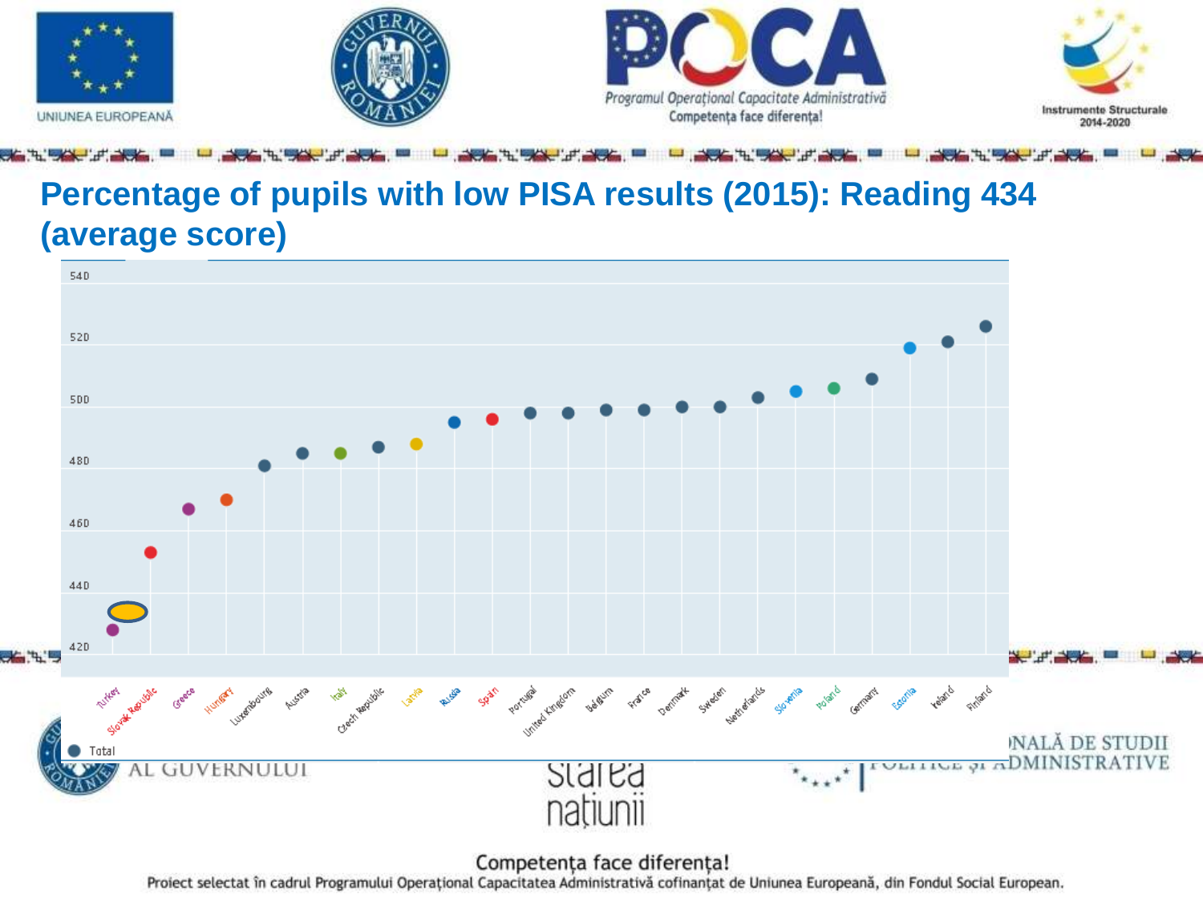## Percentage of pupils with low PISA results (2015): Reading 434 (average score)

| Country | Score |
|---|---|
| Turkey | 428 |
| Slovak Republic | 453 |
| Greece | 467 |
| Hungary | 470 |
| Luxembourg | 481 |
| Austria | 485 |
| Italy | 485 |
| Czech Republic | 487 |
| Latvia | 488 |
| Russia | 495 |
| Spain | 496 |
| Portugal | 498 |
| United Kingdom | 498 |
| Belgium | 499 |
| France | 499 |
| Denmark | 500 |
| Sweden | 500 |
| Netherlands | 503 |
| Slovenia | 505 |
| Poland | 506 |
| Germany | 509 |
| Estonia | 519 |
| Ireland | 521 |
| Finland | 526 |

● Total

Competența face diferența!

Proiect selectat în cadrul Programului Operațional Capacitatea Administrativă cofinanțat de Uniunea Europeană, din Fondul Social European.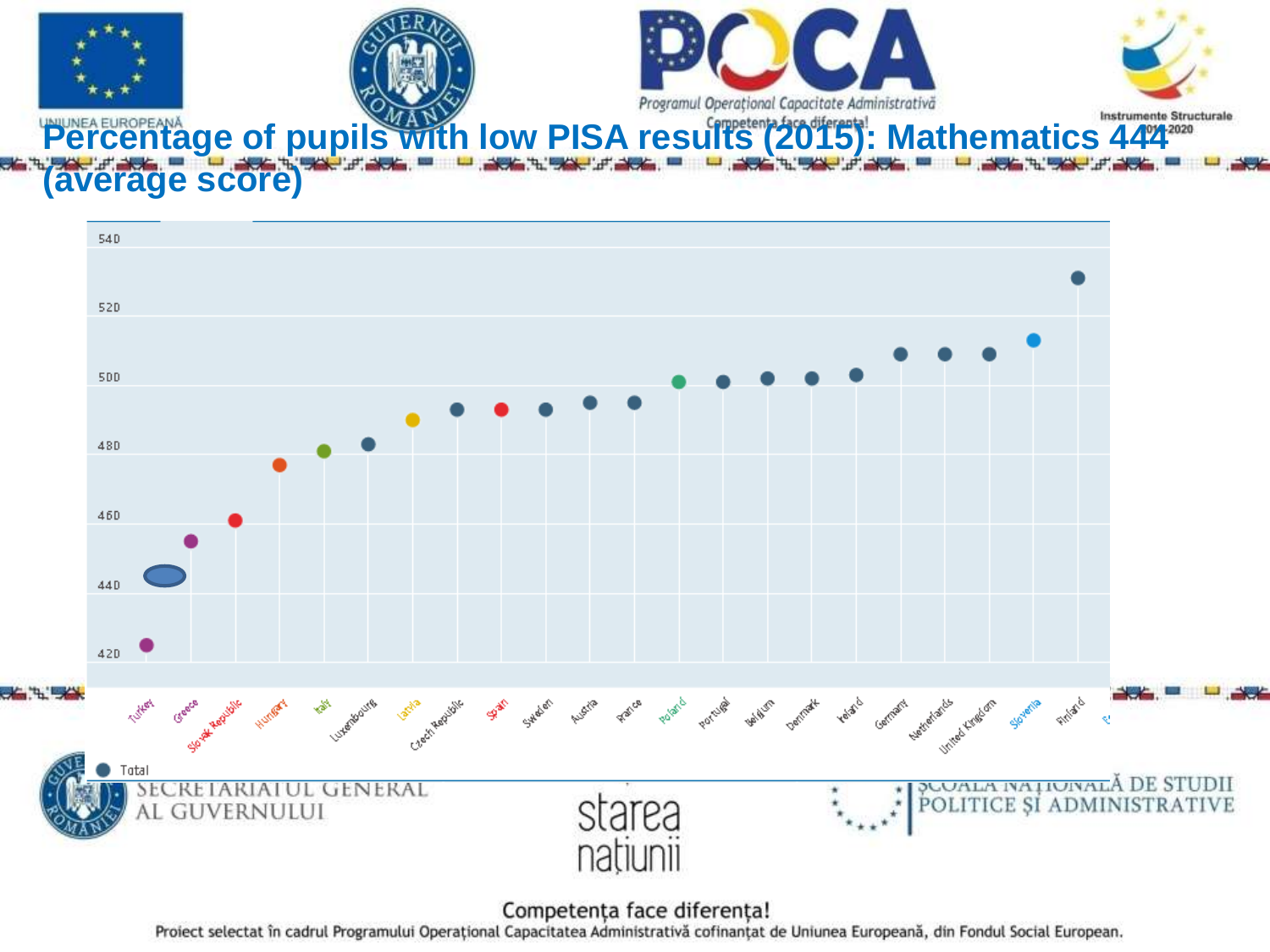# Percentage of pupils with low PISA results (2015): Mathematics 444 (average score)

540
520
500
480
460
440
420

Turkey, Greece, Slovak Republic, Hungary, Italy, Luxembourg, Latvia, Czech Republic, Spain, Sweden, Austria, France, Poland, Portugal, Belgium, Denmark, Ireland, Germany, Netherlands, United Kingdom, Slovenia, Finland

Total

Competența face diferența!

Proiect selectat în cadrul Programului Operațional Capacitatea Administrativă cofinanțat de Uniunea Europeană, din Fondul Social European.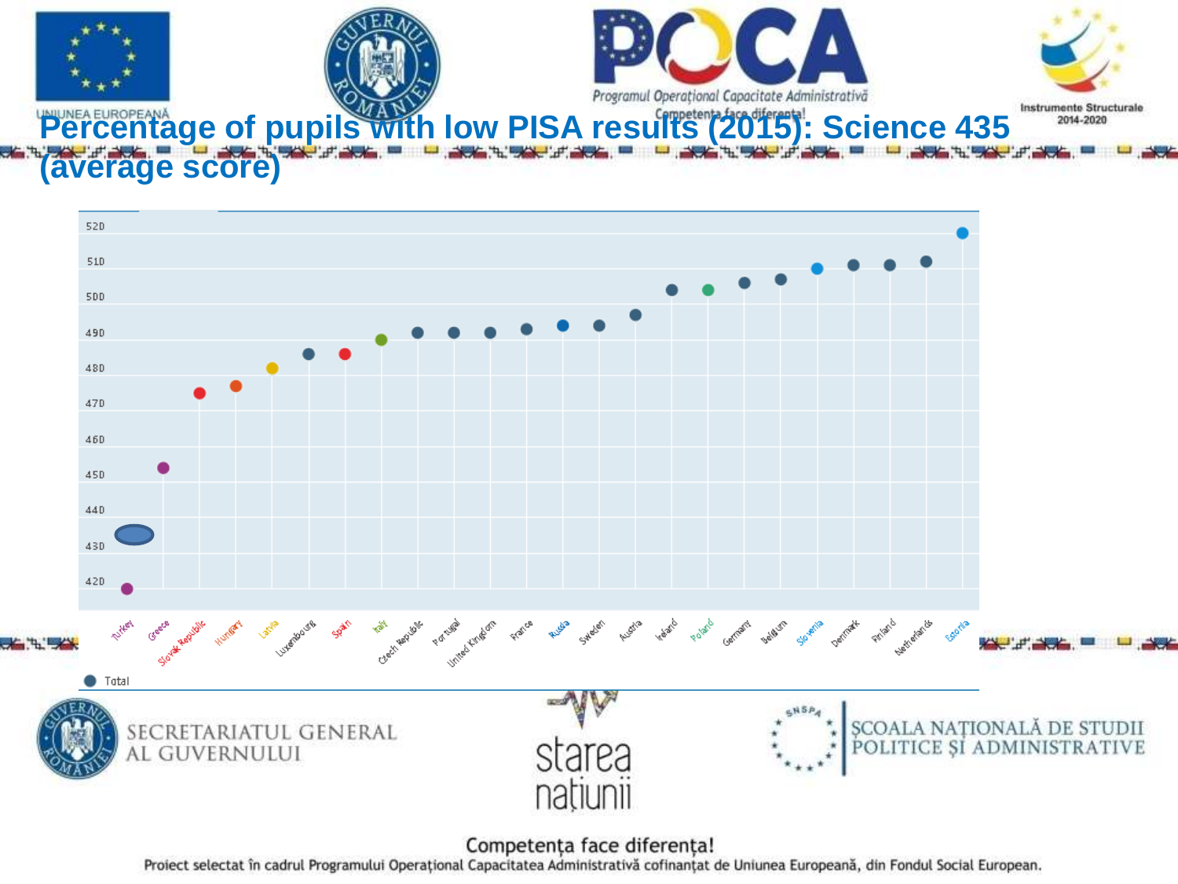# Percentage of pupils with low PISA results (2015): Science 435 (average score)

| Country | Score |
|---|---|
| Turkey | 420 |
| Greece | 454 |
| Slovak Republic | 475 |
| Hungary | 477 |
| Latvia | 482 |
| Luxembourg | 486 |
| Spain | 486 |
| Italy | 490 |
| Czech Republic | 492 |
| Portugal | 492 |
| United Kingdom | 492 |
| France | 493 |
| Russia | 494 |
| Sweden | 494 |
| Austria | 497 |
| Ireland | 504 |
| Poland | 504 |
| Germany | 506 |
| Belgium | 507 |
| Slovenia | 510 |
| Denmark | 511 |
| Finland | 511 |
| Netherlands | 512 |
| Estonia | 520 |

Total

Competența face diferența!

Proiect selectat în cadrul Programului Operațional Capacitatea Administrativă cofinanțat de Uniunea Europeană, din Fondul Social European.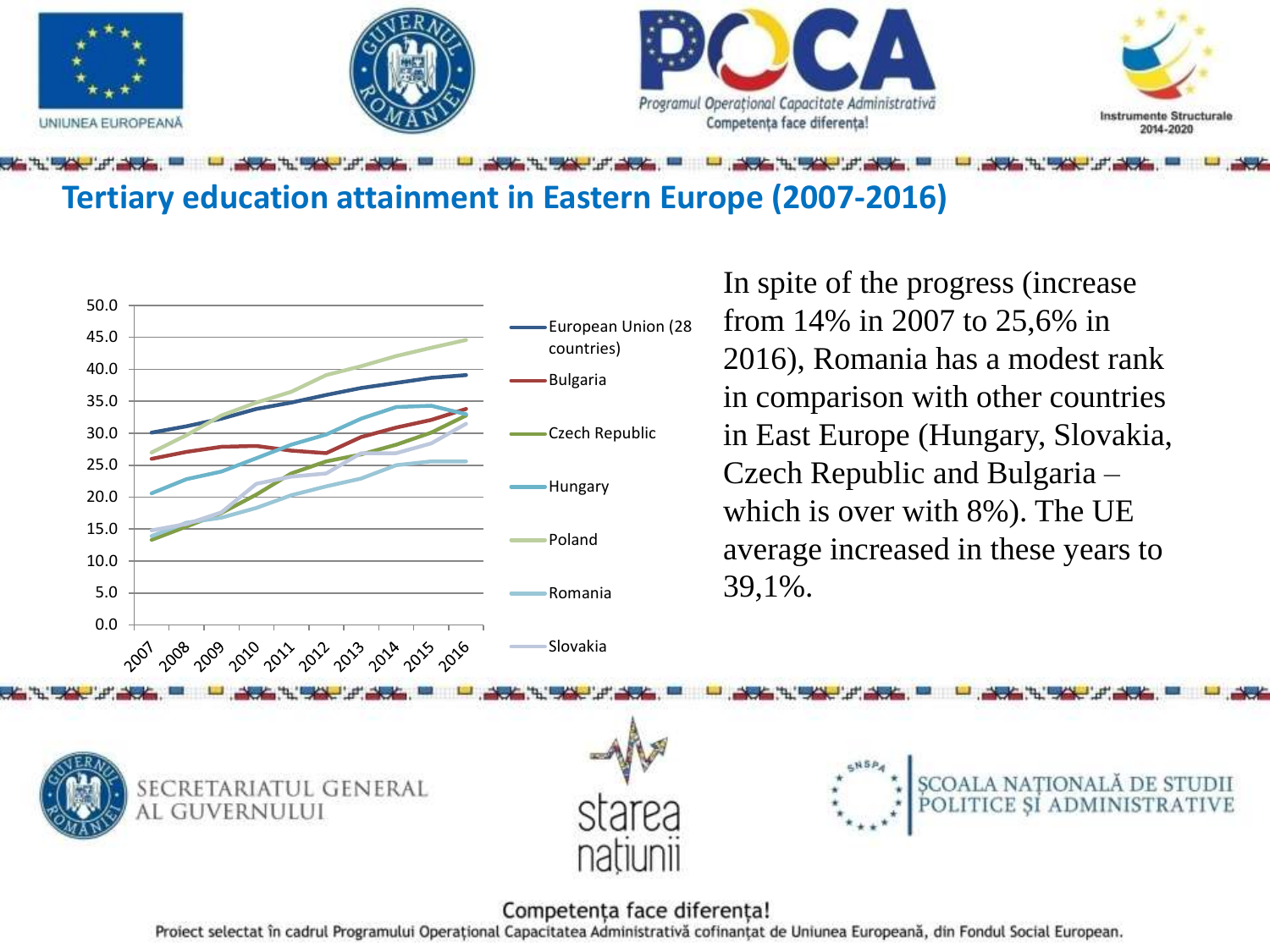## Tertiary education attainment in Eastern Europe (2007-2016)

In spite of the progress (increase from 14% in 2007 to 25,6% in 2016), Romania has a modest rank in comparison with other countries in East Europe (Hungary, Slovakia, Czech Republic and Bulgaria – which is over with 8%). The UE average increased in these years to 39,1%.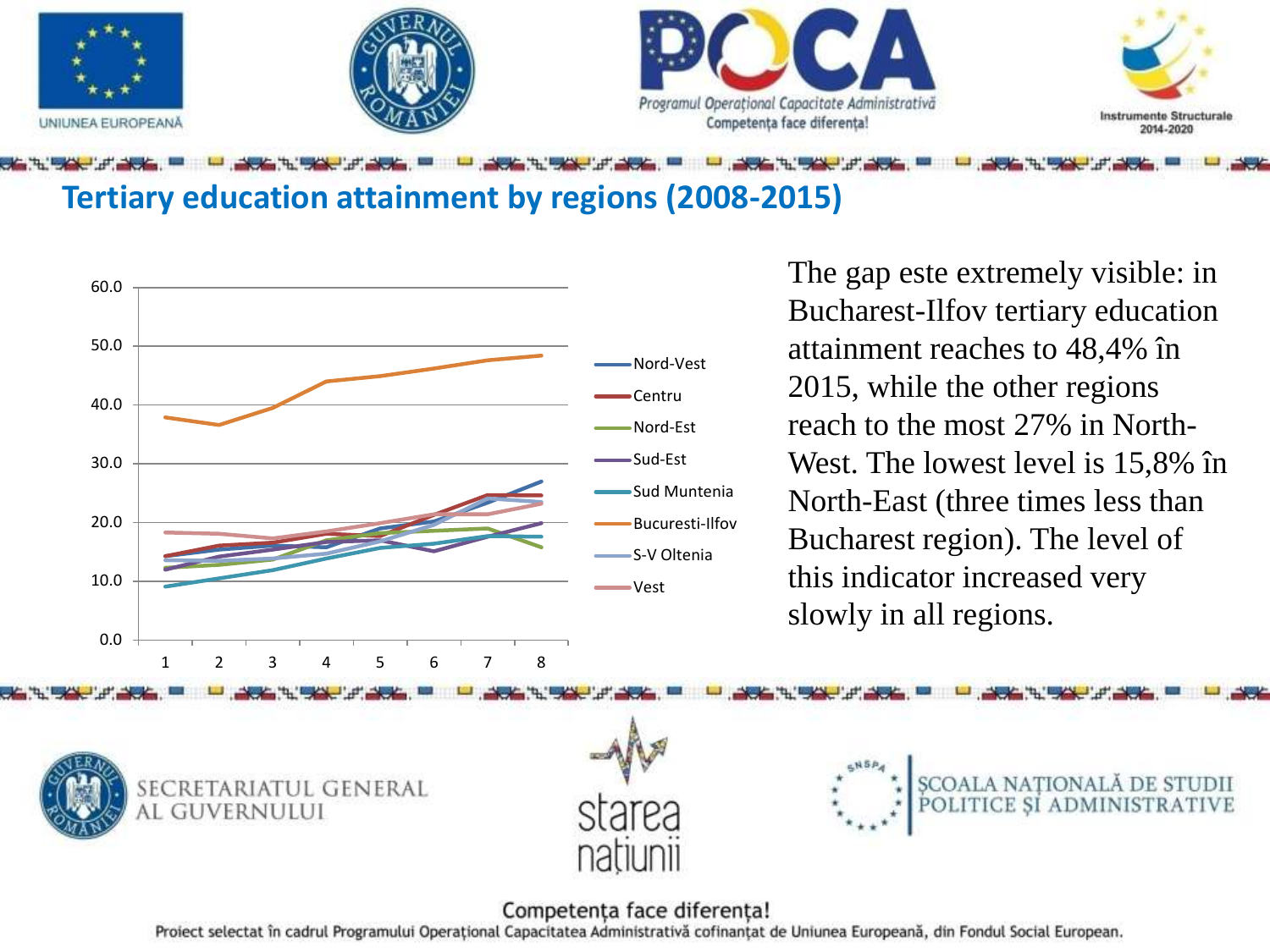## Tertiary education attainment by regions (2008-2015)

The gap este extremely visible: in Bucharest-Ilfov tertiary education attainment reaches to 48,4% în 2015, while the other regions reach to the most 27% in North-West. The lowest level is 15,8% în North-East (three times less than Bucharest region). The level of this indicator increased very slowly in all regions.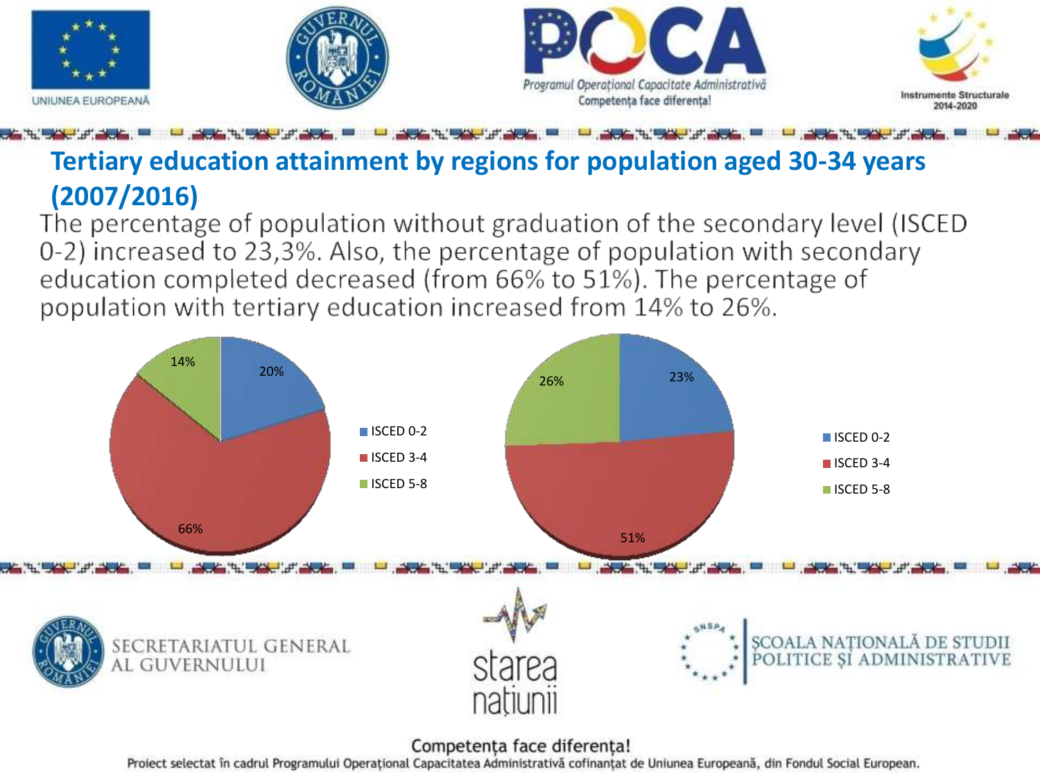## Tertiary education attainment by regions for population aged 30-34 years (2007/2016)

The percentage of population without graduation of the secondary level (ISCED 0-2) increased to 23,3%. Also, the percentage of population with secondary education completed decreased (from 66% to 51%). The percentage of population with tertiary education increased from 14% to 26%.

| | 2007 | 2016 |
|---|---|---|
| ISCED 0-2 | 20% | 23% |
| ISCED 3-4 | 66% | 51% |
| ISCED 5-8 | 14% | 26% |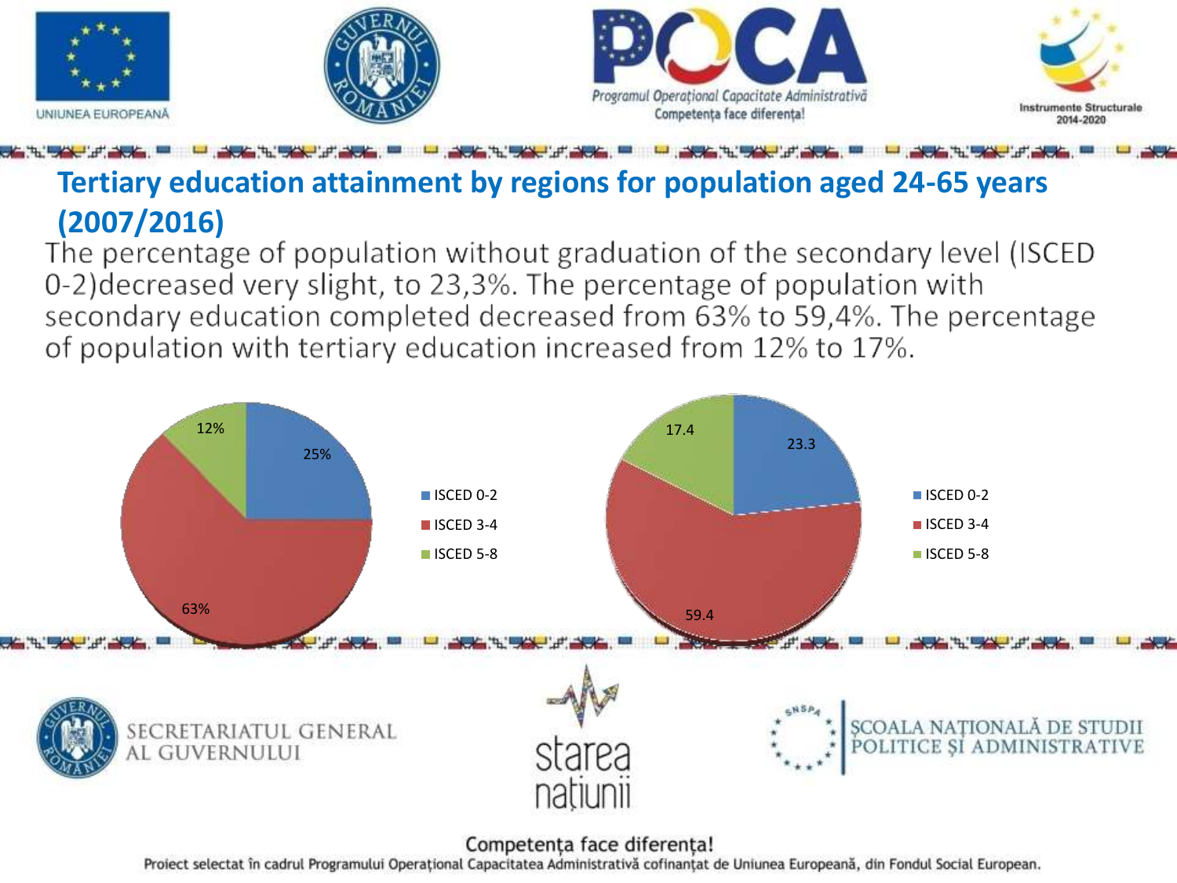## Tertiary education attainment by regions for population aged 24-65 years (2007/2016)

The percentage of population without graduation of the secondary level (ISCED 0-2)decreased very slight, to 23,3%. The percentage of population with secondary education completed decreased from 63% to 59,4%. The percentage of population with tertiary education increased from 12% to 17%.

| | 2007 | 2016 |
| --- | --- | --- |
| ISCED 0-2 | 25% | 23.3 |
| ISCED 3-4 | 63% | 59.4 |
| ISCED 5-8 | 12% | 17.4 |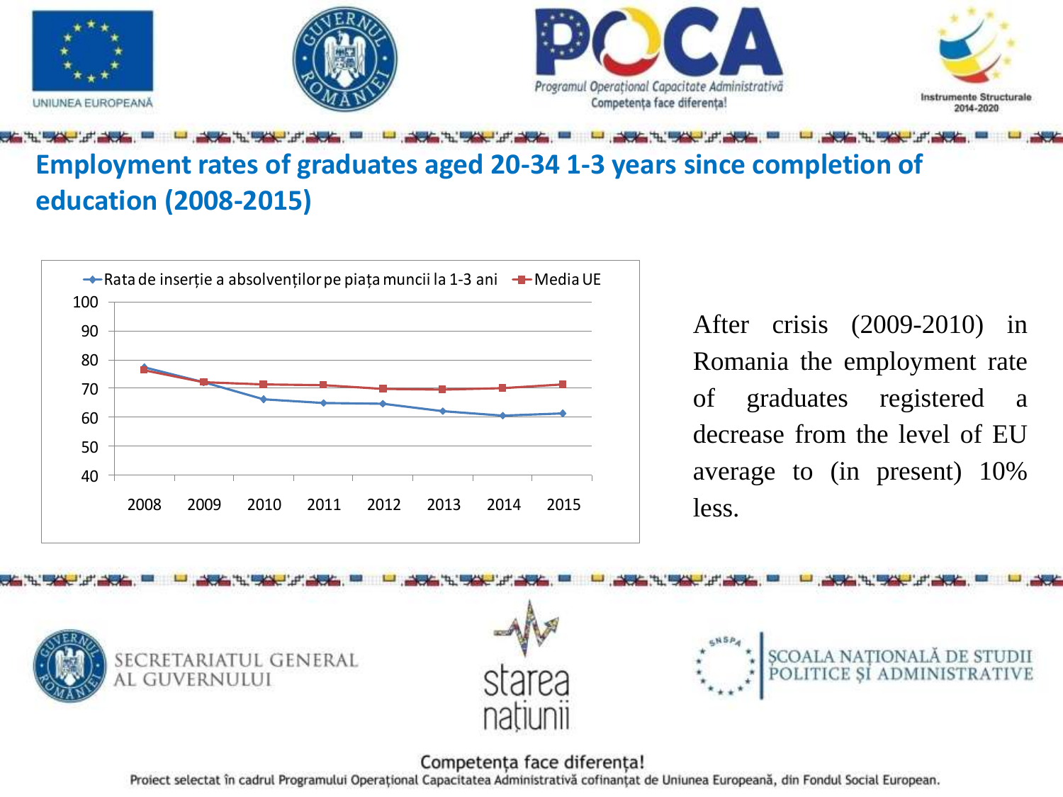## Employment rates of graduates aged 20-34 1-3 years since completion of education (2008-2015)

Rata de inserție a absolvenților pe piața muncii la 1-3 ani | Media UE

| Year | Rata de inserție a absolvenților pe piața muncii la 1-3 ani | Media UE |
|---|---|---|
| 2008 | 77.5 | 76.5 |
| 2009 | 72 | 72.3 |
| 2010 | 66.2 | 71.4 |
| 2011 | 65 | 71.2 |
| 2012 | 64.8 | 70 |
| 2013 | 62.2 | 69.8 |
| 2014 | 60.6 | 70.2 |
| 2015 | 61.3 | 71.5 |

After crisis (2009-2010) in Romania the employment rate of graduates registered a decrease from the level of EU average to (in present) 10% less.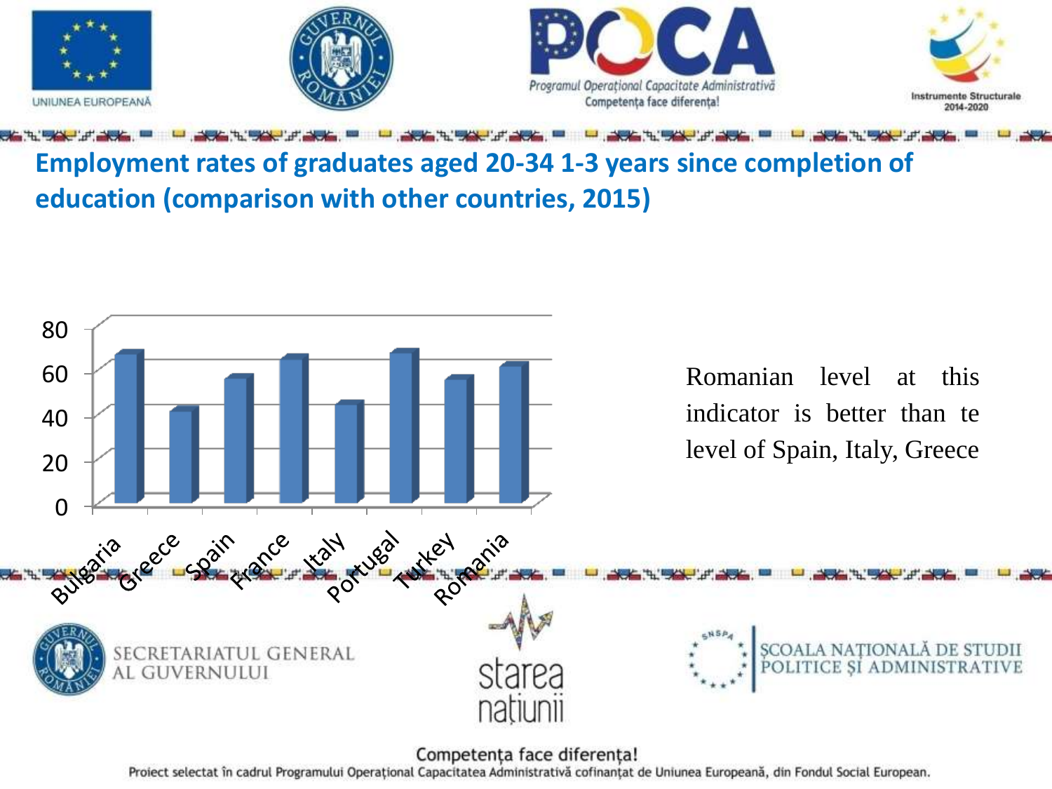## Employment rates of graduates aged 20-34 1-3 years since completion of education (comparison with other countries, 2015)

Romanian level at this indicator is better than te level of Spain, Italy, Greece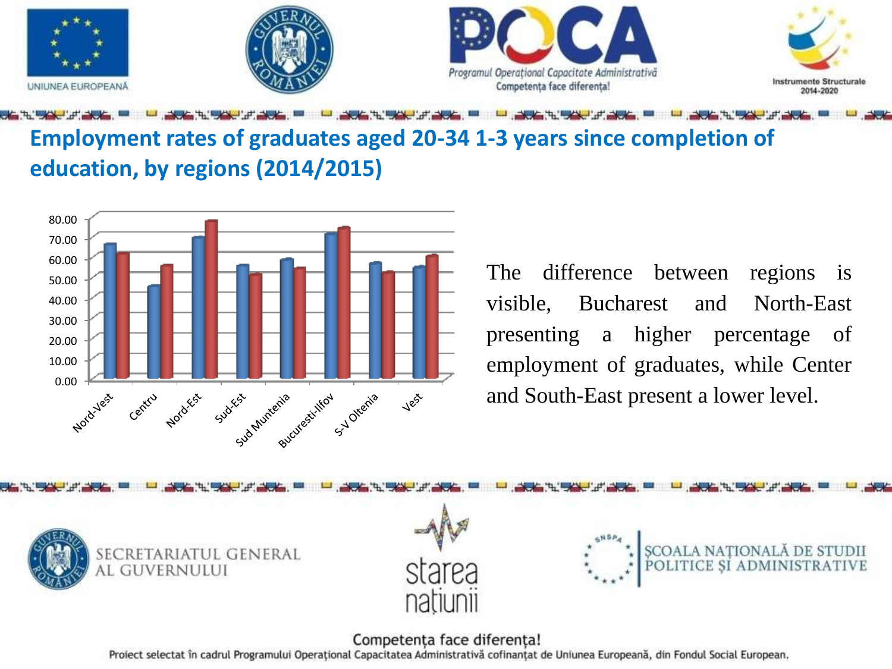## Employment rates of graduates aged 20-34 1-3 years since completion of education, by regions (2014/2015)

The difference between regions is visible, Bucharest and North-East presenting a higher percentage of employment of graduates, while Center and South-East present a lower level.

Competența face diferența!

Proiect selectat în cadrul Programului Operațional Capacitatea Administrativă cofinanțat de Uniunea Europeană, din Fondul Social European.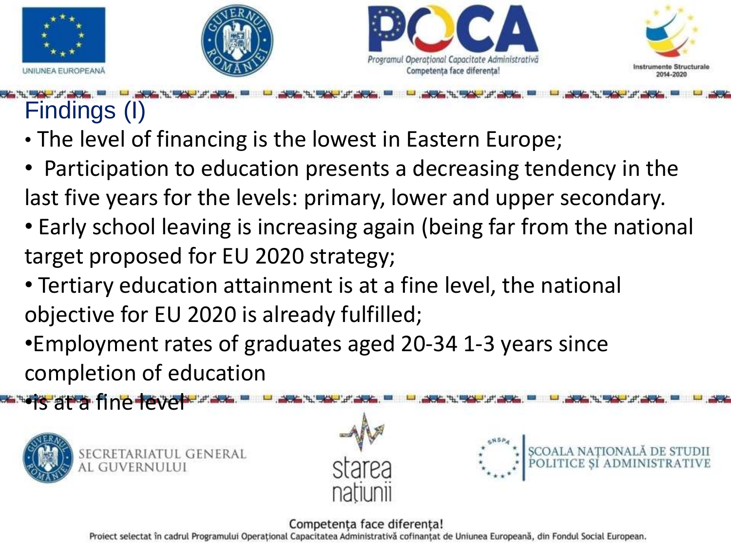# Findings (I)

- The level of financing is the lowest in Eastern Europe;
- Participation to education presents a decreasing tendency in the last five years for the levels: primary, lower and upper secondary.
- Early school leaving is increasing again (being far from the national target proposed for EU 2020 strategy;
- Tertiary education attainment is at a fine level, the national objective for EU 2020 is already fulfilled;
- Employment rates of graduates aged 20-34 1-3 years since completion of education
- is at a fine level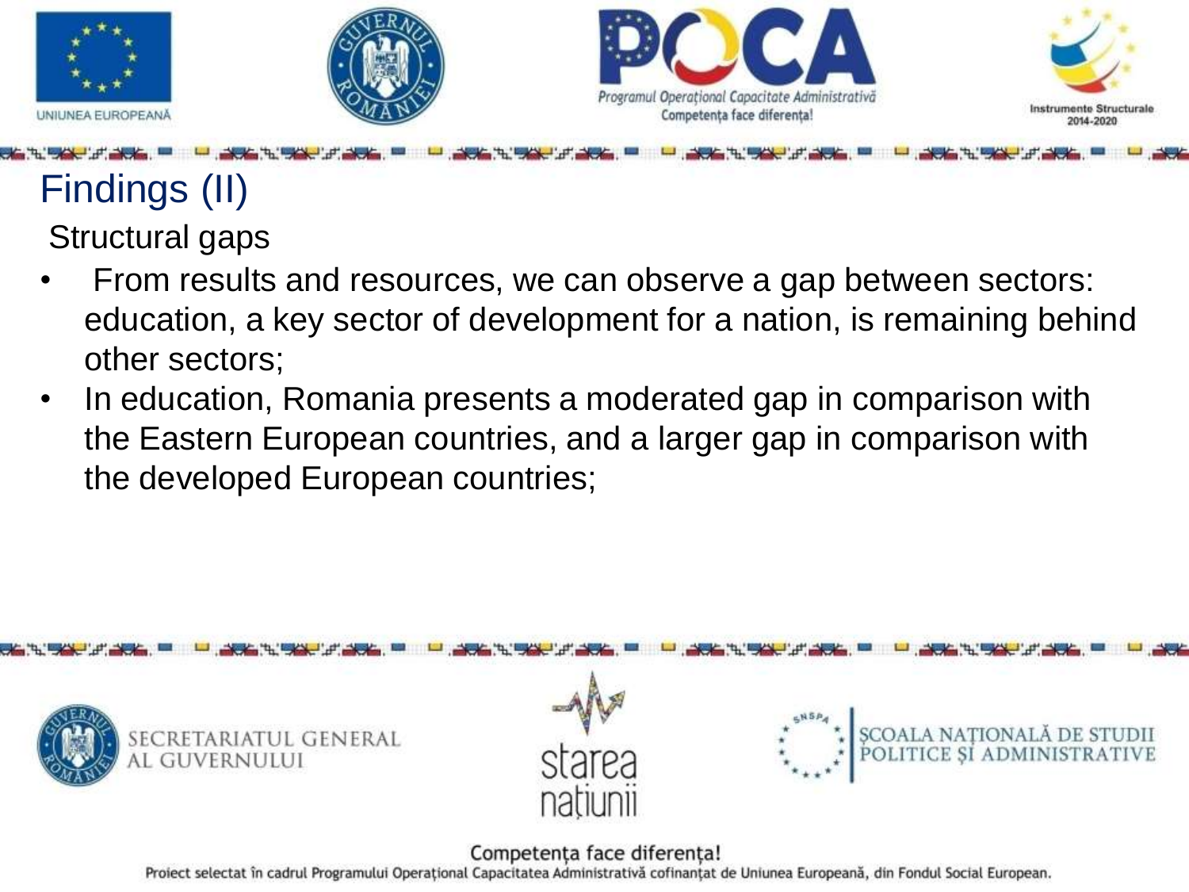# Findings (II)

Structural gaps

- From results and resources, we can observe a gap between sectors: education, a key sector of development for a nation, is remaining behind other sectors;
- In education, Romania presents a moderated gap in comparison with the Eastern European countries, and a larger gap in comparison with the developed European countries;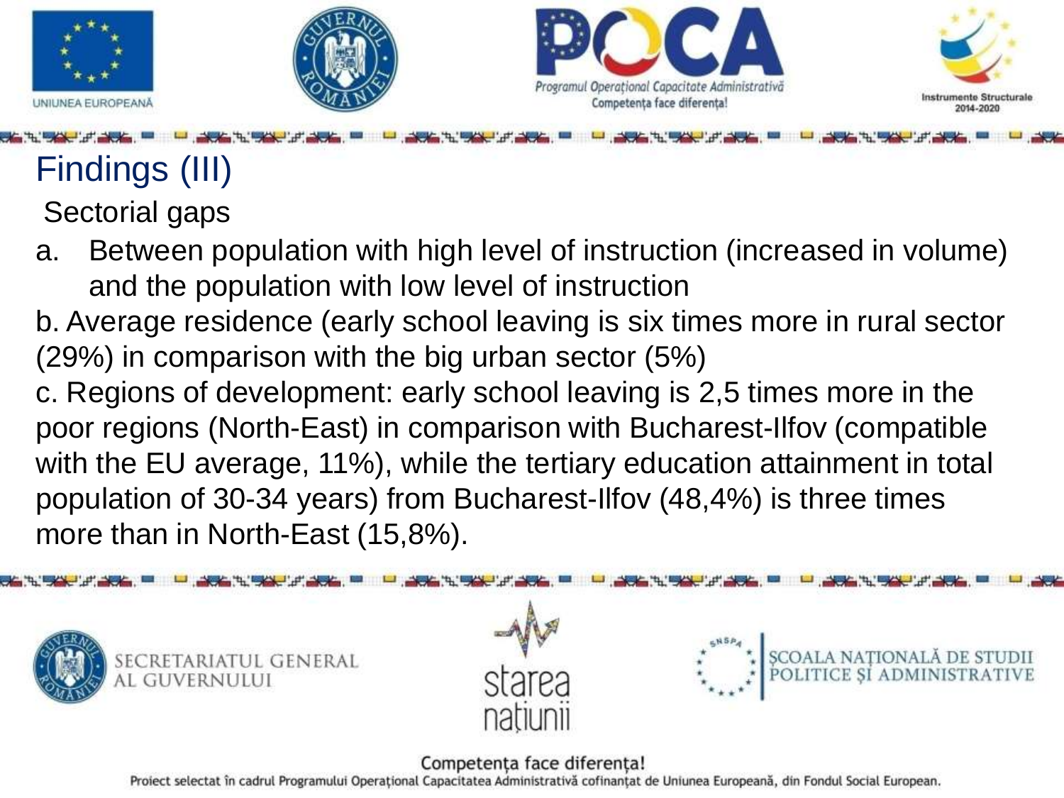# Findings (III)

Sectorial gaps

a. Between population with high level of instruction (increased in volume) and the population with low level of instruction

b. Average residence (early school leaving is six times more in rural sector (29%) in comparison with the big urban sector (5%)

c. Regions of development: early school leaving is 2,5 times more in the poor regions (North-East) in comparison with Bucharest-Ilfov (compatible with the EU average, 11%), while the tertiary education attainment in total population of 30-34 years) from Bucharest-Ilfov (48,4%) is three times more than in North-East (15,8%).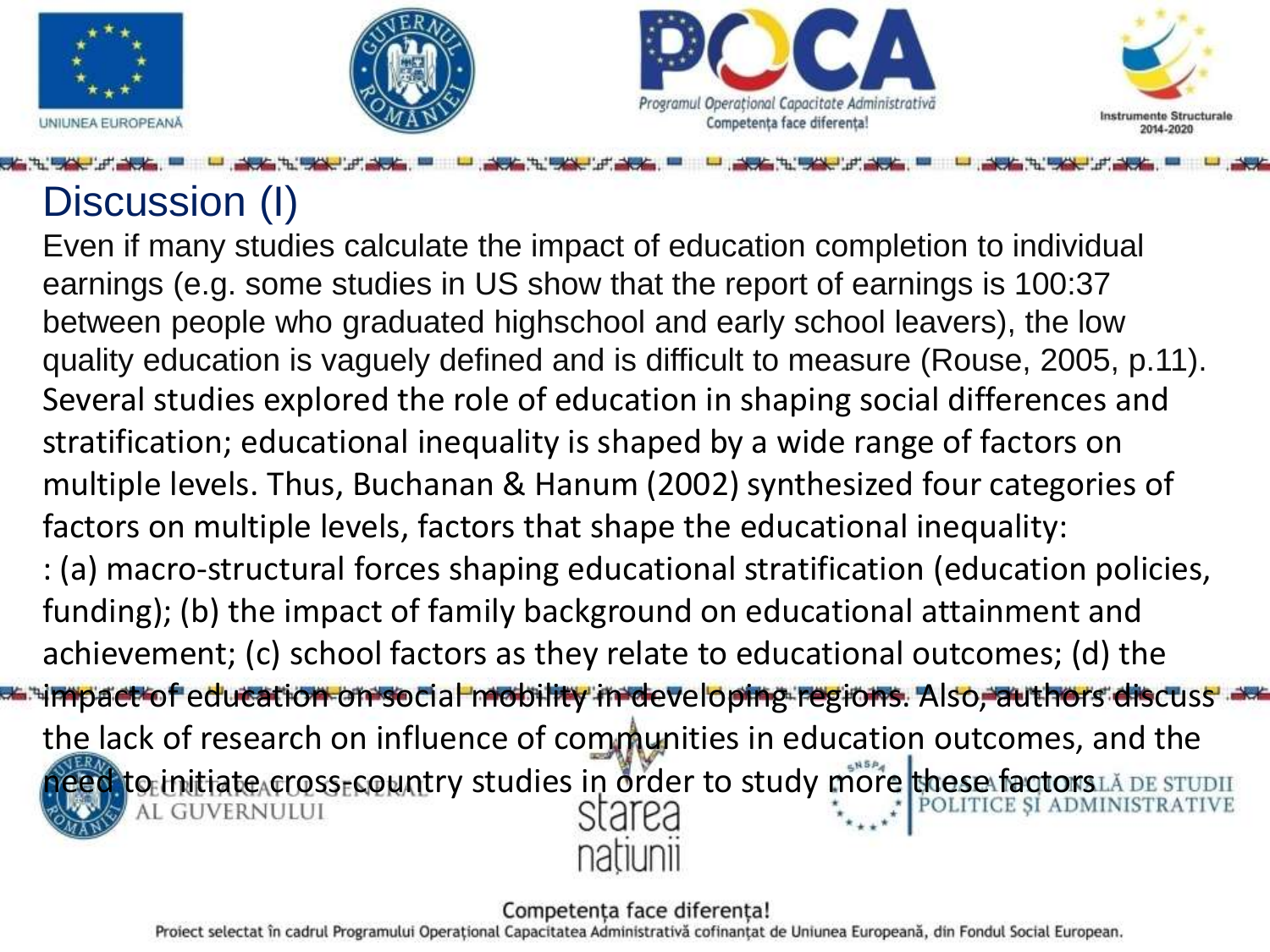# Discussion (I)

Even if many studies calculate the impact of education completion to individual earnings (e.g. some studies in US show that the report of earnings is 100:37 between people who graduated highschool and early school leavers), the low quality education is vaguely defined and is difficult to measure (Rouse, 2005, p.11). Several studies explored the role of education in shaping social differences and stratification; educational inequality is shaped by a wide range of factors on multiple levels. Thus, Buchanan & Hanum (2002) synthesized four categories of factors on multiple levels, factors that shape the educational inequality: : (a) macro-structural forces shaping educational stratification (education policies, funding); (b) the impact of family background on educational attainment and achievement; (c) school factors as they relate to educational outcomes; (d) the impact of education on social mobility in developing regions. Also, authors discuss the lack of research on influence of communities in education outcomes, and the need to initiate cross-country studies in order to study more these factors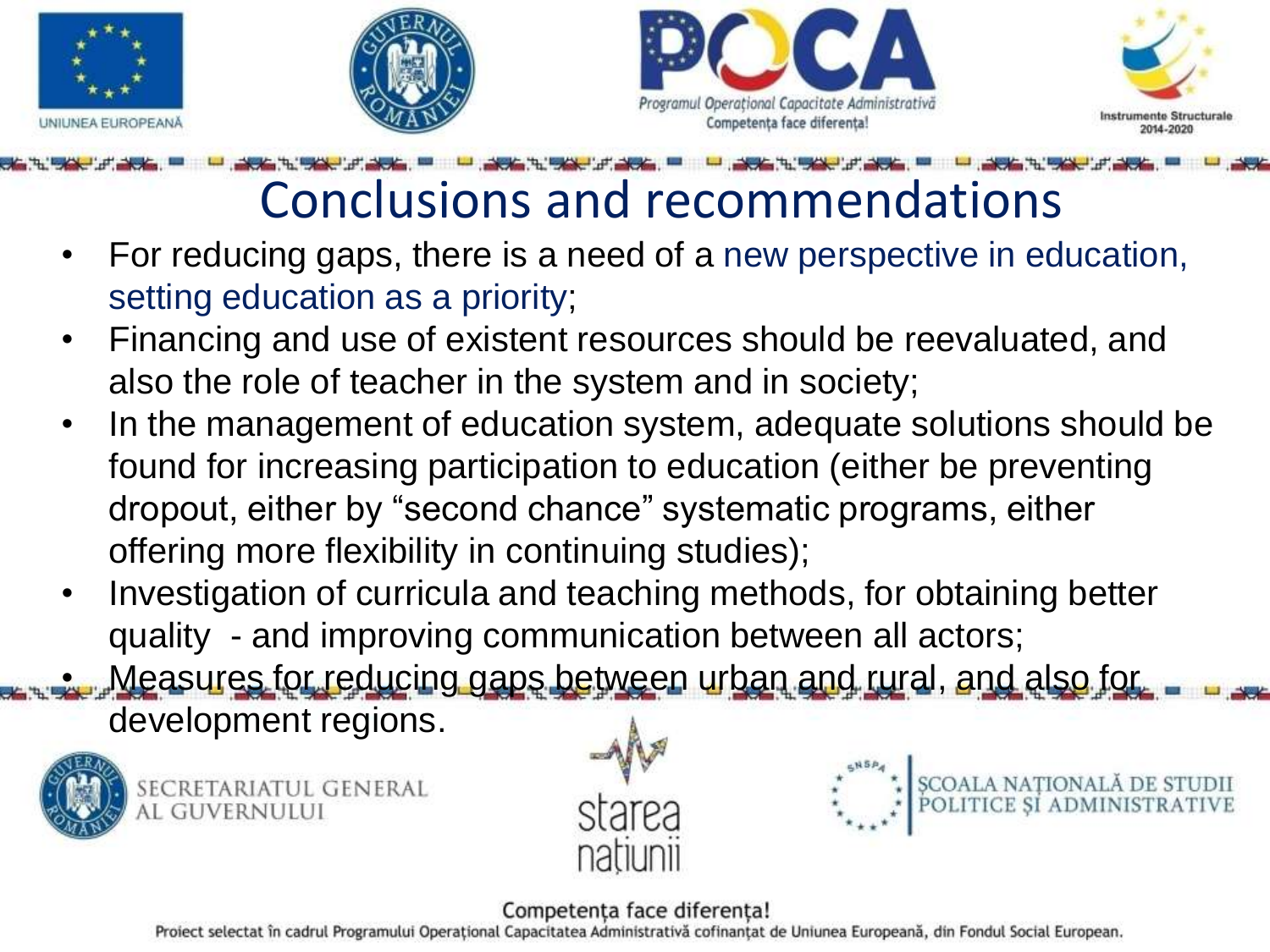# Conclusions and recommendations

- For reducing gaps, there is a need of a new perspective in education, setting education as a priority;
- Financing and use of existent resources should be reevaluated, and also the role of teacher in the system and in society;
- In the management of education system, adequate solutions should be found for increasing participation to education (either be preventing dropout, either by "second chance" systematic programs, either offering more flexibility in continuing studies);
- Investigation of curricula and teaching methods, for obtaining better quality - and improving communication between all actors;
- Measures for reducing gaps between urban and rural, and also for development regions.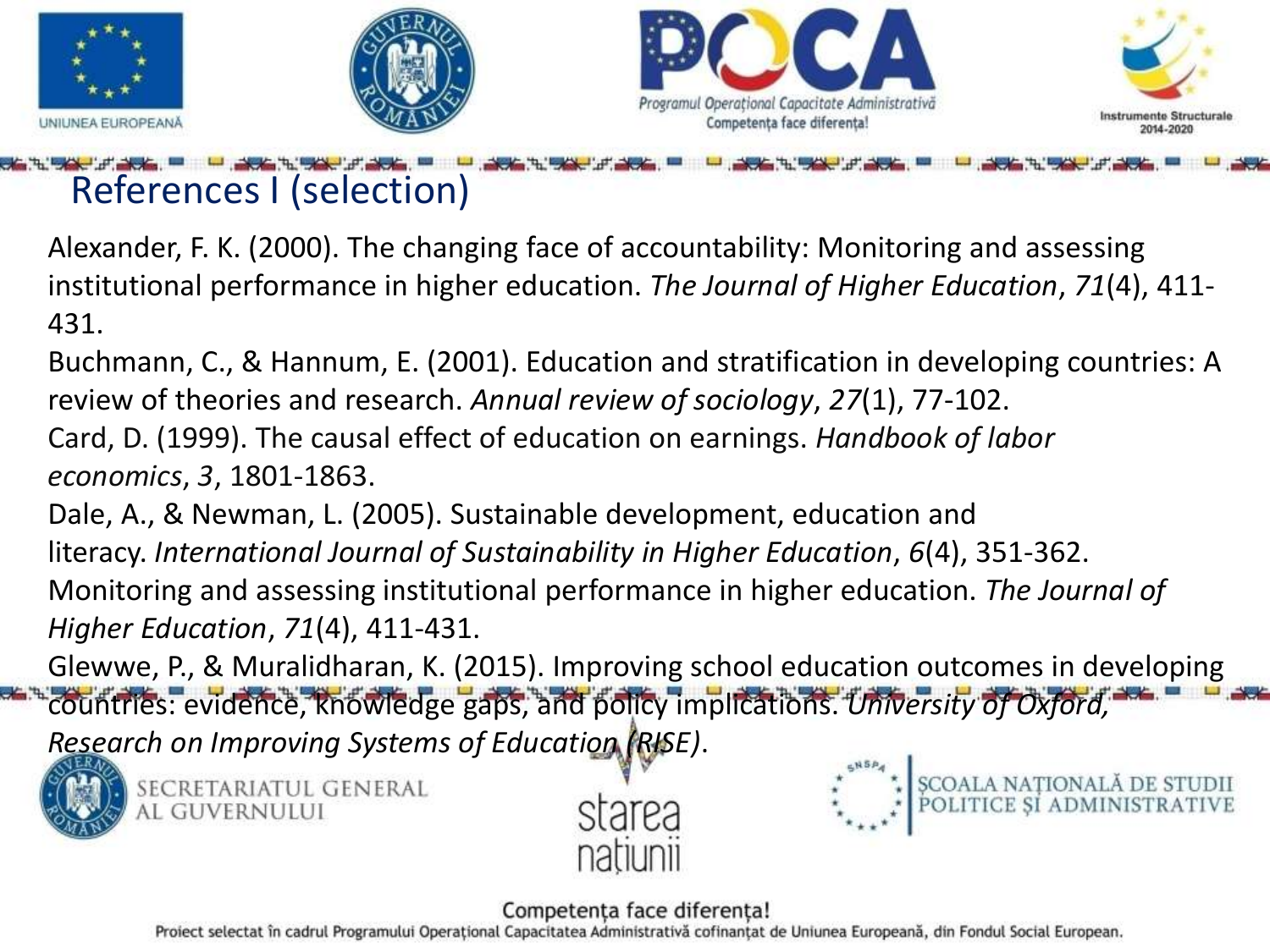# References I (selection)

Alexander, F. K. (2000). The changing face of accountability: Monitoring and assessing institutional performance in higher education. *The Journal of Higher Education*, *71*(4), 411-431.

Buchmann, C., & Hannum, E. (2001). Education and stratification in developing countries: A review of theories and research. *Annual review of sociology*, *27*(1), 77-102.

Card, D. (1999). The causal effect of education on earnings. *Handbook of labor economics*, *3*, 1801-1863.

Dale, A., & Newman, L. (2005). Sustainable development, education and literacy. *International Journal of Sustainability in Higher Education*, *6*(4), 351-362. Monitoring and assessing institutional performance in higher education. *The Journal of Higher Education*, *71*(4), 411-431.

Glewwe, P., & Muralidharan, K. (2015). Improving school education outcomes in developing countries: evidence, knowledge gaps, and policy implications. *University of Oxford, Research on Improving Systems of Education (RISE)*.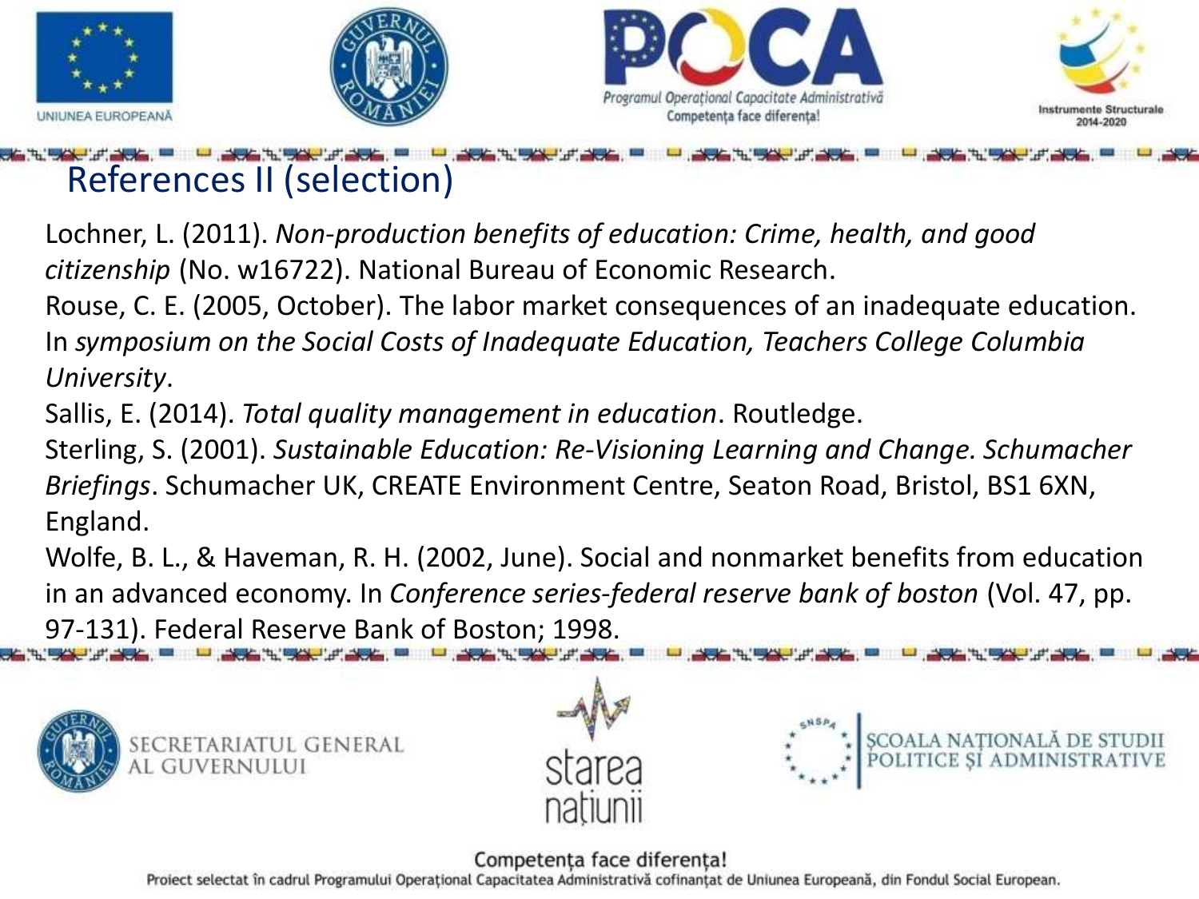## References II (selection)

Lochner, L. (2011). *Non-production benefits of education: Crime, health, and good citizenship* (No. w16722). National Bureau of Economic Research.

Rouse, C. E. (2005, October). The labor market consequences of an inadequate education. In *symposium on the Social Costs of Inadequate Education, Teachers College Columbia University*.

Sallis, E. (2014). *Total quality management in education*. Routledge.

Sterling, S. (2001). *Sustainable Education: Re-Visioning Learning and Change. Schumacher Briefings*. Schumacher UK, CREATE Environment Centre, Seaton Road, Bristol, BS1 6XN, England.

Wolfe, B. L., & Haveman, R. H. (2002, June). Social and nonmarket benefits from education in an advanced economy. In *Conference series-federal reserve bank of boston* (Vol. 47, pp. 97-131). Federal Reserve Bank of Boston; 1998.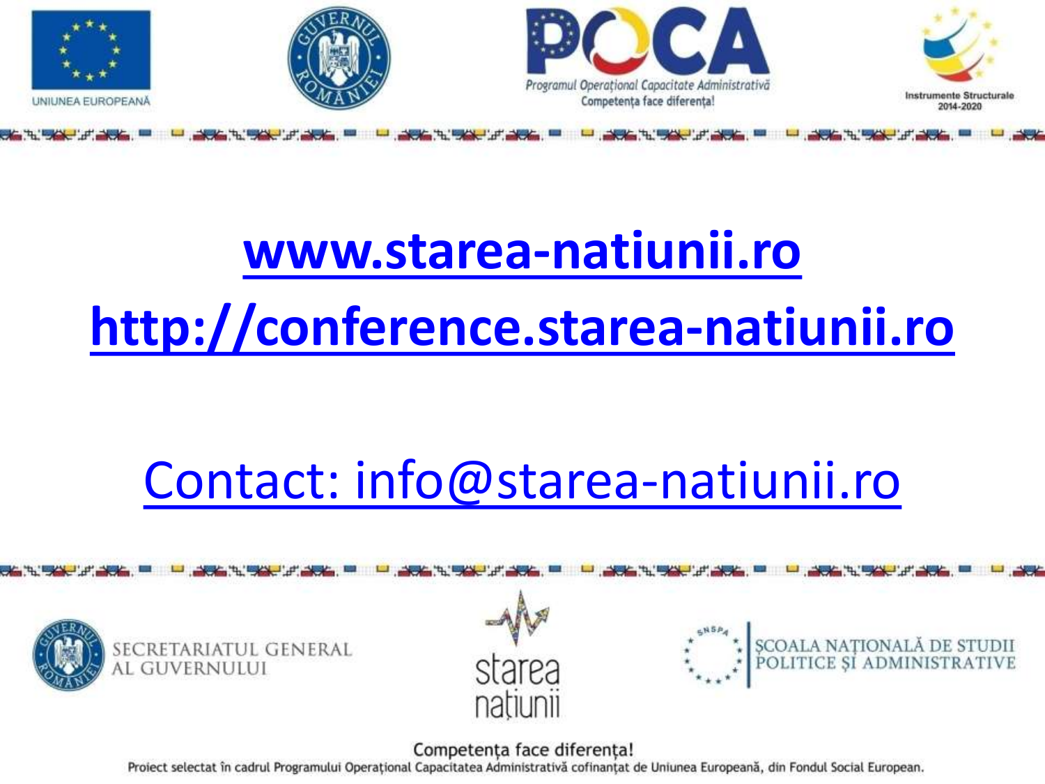UNIUNEA EUROPEANĂ

Programul Operațional Capacitate Administrativă
Competența face diferența!

Instrumente Structurale 2014-2020

**www.starea-natiunii.ro**

**http://conference.starea-natiunii.ro**

Contact: info@starea-natiunii.ro

SECRETARIATUL GENERAL AL GUVERNULUI

starea națiunii

ȘCOALA NAȚIONALĂ DE STUDII POLITICE ȘI ADMINISTRATIVE

Competența face diferența!

Proiect selectat în cadrul Programului Operațional Capacitatea Administrativă cofinanțat de Uniunea Europeană, din Fondul Social European.